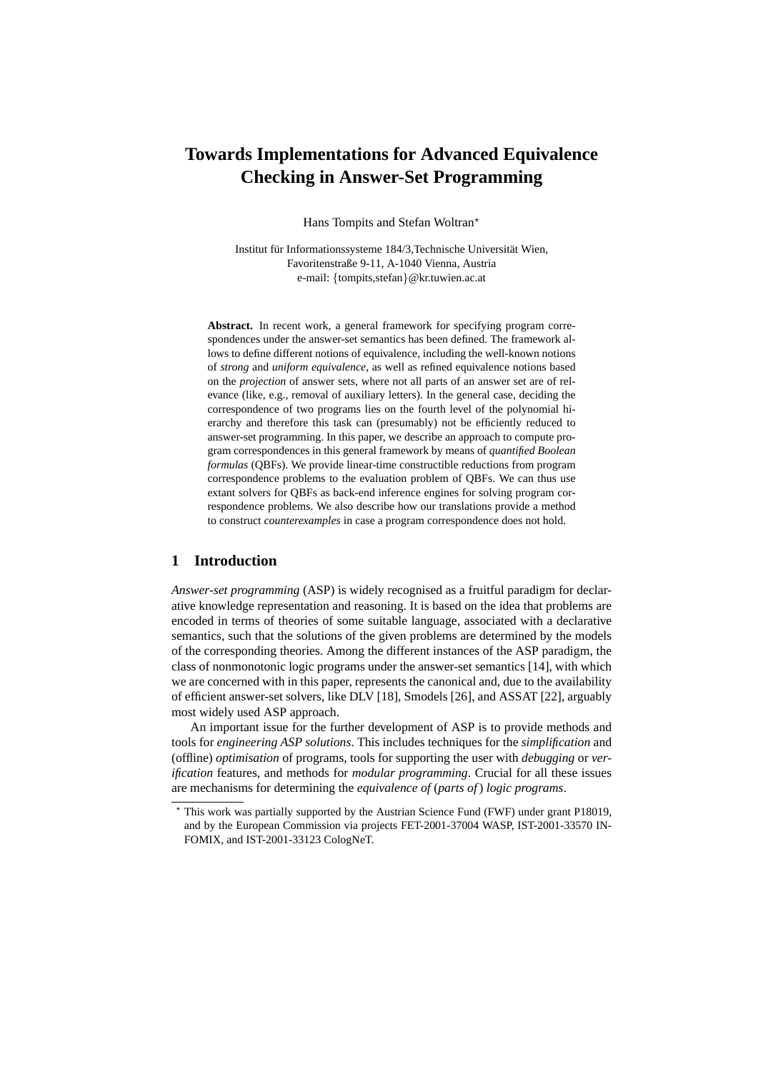# Towards Implementations for Advanced Equivalence Checking in Answer-Set Programming

Hans Tompits and Stefan Woltran*

Institut für Informationssysteme 184/3,Technische Universität Wien,
Favoritenstraße 9-11, A-1040 Vienna, Austria
e-mail: {tompits,stefan}@kr.tuwien.ac.at

**Abstract.** In recent work, a general framework for specifying program correspondences under the answer-set semantics has been defined. The framework allows to define different notions of equivalence, including the well-known notions of *strong* and *uniform equivalence*, as well as refined equivalence notions based on the *projection* of answer sets, where not all parts of an answer set are of relevance (like, e.g., removal of auxiliary letters). In the general case, deciding the correspondence of two programs lies on the fourth level of the polynomial hierarchy and therefore this task can (presumably) not be efficiently reduced to answer-set programming. In this paper, we describe an approach to compute program correspondences in this general framework by means of *quantified Boolean formulas* (QBFs). We provide linear-time constructible reductions from program correspondence problems to the evaluation problem of QBFs. We can thus use extant solvers for QBFs as back-end inference engines for solving program correspondence problems. We also describe how our translations provide a method to construct *counterexamples* in case a program correspondence does not hold.

## 1 Introduction

*Answer-set programming* (ASP) is widely recognised as a fruitful paradigm for declarative knowledge representation and reasoning. It is based on the idea that problems are encoded in terms of theories of some suitable language, associated with a declarative semantics, such that the solutions of the given problems are determined by the models of the corresponding theories. Among the different instances of the ASP paradigm, the class of nonmonotonic logic programs under the answer-set semantics [14], with which we are concerned with in this paper, represents the canonical and, due to the availability of efficient answer-set solvers, like DLV [18], Smodels [26], and ASSAT [22], arguably most widely used ASP approach.

An important issue for the further development of ASP is to provide methods and tools for *engineering ASP solutions*. This includes techniques for the *simplification* and (offline) *optimisation* of programs, tools for supporting the user with *debugging* or *verification* features, and methods for *modular programming*. Crucial for all these issues are mechanisms for determining the *equivalence of* (*parts of*) *logic programs*.

* This work was partially supported by the Austrian Science Fund (FWF) under grant P18019, and by the European Commission via projects FET-2001-37004 WASP, IST-2001-33570 INFOMIX, and IST-2001-33123 CologNeT.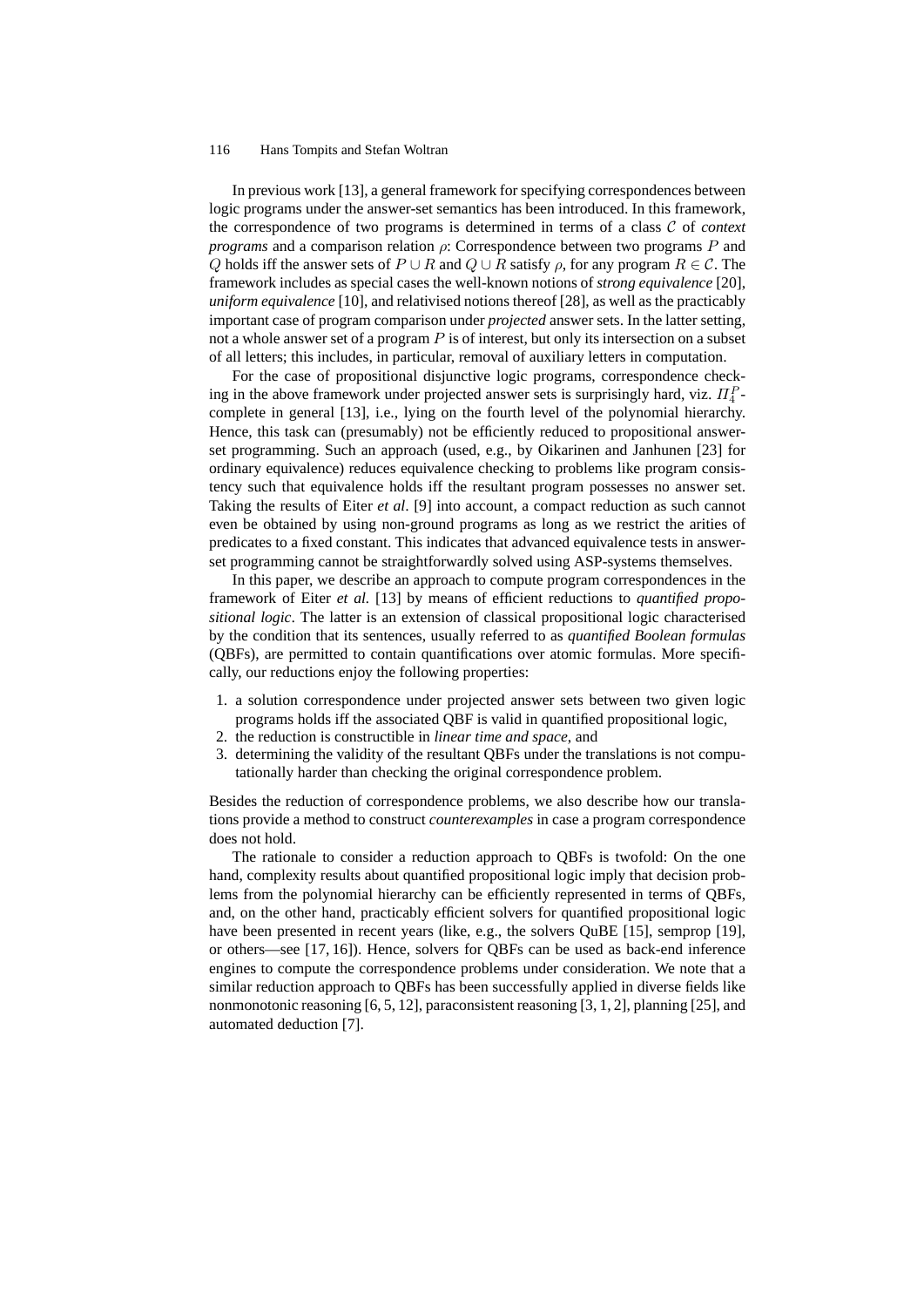In previous work [13], a general framework for specifying correspondences between logic programs under the answer-set semantics has been introduced. In this framework, the correspondence of two programs is determined in terms of a class $\mathcal{C}$ of *context programs* and a comparison relation $\rho$: Correspondence between two programs $P$ and $Q$ holds iff the answer sets of $P \cup R$ and $Q \cup R$ satisfy $\rho$, for any program $R \in \mathcal{C}$. The framework includes as special cases the well-known notions of *strong equivalence* [20], *uniform equivalence* [10], and relativised notions thereof [28], as well as the practically important case of program comparison under *projected* answer sets. In the latter setting, not a whole answer set of a program $P$ is of interest, but only its intersection on a subset of all letters; this includes, in particular, removal of auxiliary letters in computation.

For the case of propositional disjunctive logic programs, correspondence checking in the above framework under projected answer sets is surprisingly hard, viz. $\Pi_4^P$-complete in general [13], i.e., lying on the fourth level of the polynomial hierarchy. Hence, this task can (presumably) not be efficiently reduced to propositional answer-set programming. Such an approach (used, e.g., by Oikarinen and Janhunen [23] for ordinary equivalence) reduces equivalence checking to problems like program consistency such that equivalence holds iff the resultant program possesses no answer set. Taking the results of Eiter *et al*. [9] into account, a compact reduction as such cannot even be obtained by using non-ground programs as long as we restrict the arities of predicates to a fixed constant. This indicates that advanced equivalence tests in answer-set programming cannot be straightforwardly solved using ASP-systems themselves.

In this paper, we describe an approach to compute program correspondences in the framework of Eiter *et al.* [13] by means of efficient reductions to *quantified propositional logic*. The latter is an extension of classical propositional logic characterised by the condition that its sentences, usually referred to as *quantified Boolean formulas* (QBFs), are permitted to contain quantifications over atomic formulas. More specifically, our reductions enjoy the following properties:

1. a solution correspondence under projected answer sets between two given logic programs holds iff the associated QBF is valid in quantified propositional logic,
2. the reduction is constructible in *linear time and space*, and
3. determining the validity of the resultant QBFs under the translations is not computationally harder than checking the original correspondence problem.

Besides the reduction of correspondence problems, we also describe how our translations provide a method to construct *counterexamples* in case a program correspondence does not hold.

The rationale to consider a reduction approach to QBFs is twofold: On the one hand, complexity results about quantified propositional logic imply that decision problems from the polynomial hierarchy can be efficiently represented in terms of QBFs, and, on the other hand, practicably efficient solvers for quantified propositional logic have been presented in recent years (like, e.g., the solvers QuBE [15], semprop [19], or others—see [17, 16]). Hence, solvers for QBFs can be used as back-end inference engines to compute the correspondence problems under consideration. We note that a similar reduction approach to QBFs has been successfully applied in diverse fields like nonmonotonic reasoning [6, 5, 12], paraconsistent reasoning [3, 1, 2], planning [25], and automated deduction [7].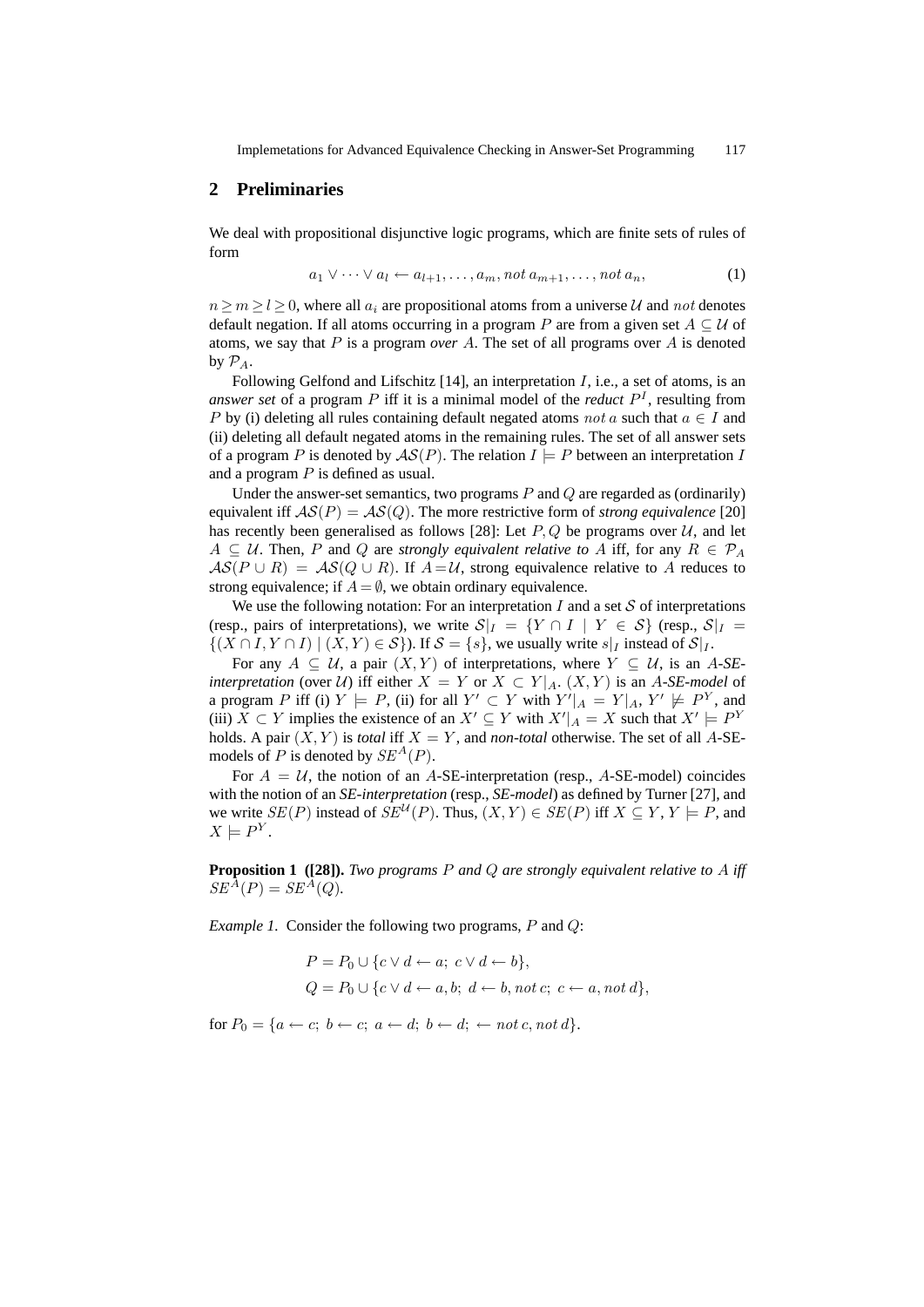## 2 Preliminaries

We deal with propositional disjunctive logic programs, which are finite sets of rules of form

$$a_1 \vee \cdots \vee a_l \leftarrow a_{l+1}, \ldots, a_m, not\, a_{m+1}, \ldots, not\, a_n, \tag{1}$$

$n \geq m \geq l \geq 0$, where all $a_i$ are propositional atoms from a universe $\mathcal{U}$ and $not$ denotes default negation. If all atoms occurring in a program $P$ are from a given set $A \subseteq \mathcal{U}$ of atoms, we say that $P$ is a program *over* $A$. The set of all programs over $A$ is denoted by $\mathcal{P}_A$.

Following Gelfond and Lifschitz [14], an interpretation $I$, i.e., a set of atoms, is an *answer set* of a program $P$ iff it is a minimal model of the *reduct* $P^I$, resulting from $P$ by (i) deleting all rules containing default negated atoms $not\, a$ such that $a \in I$ and (ii) deleting all default negated atoms in the remaining rules. The set of all answer sets of a program $P$ is denoted by $\mathcal{AS}(P)$. The relation $I \models P$ between an interpretation $I$ and a program $P$ is defined as usual.

Under the answer-set semantics, two programs $P$ and $Q$ are regarded as (ordinarily) equivalent iff $\mathcal{AS}(P) = \mathcal{AS}(Q)$. The more restrictive form of *strong equivalence* [20] has recently been generalised as follows [28]: Let $P, Q$ be programs over $\mathcal{U}$, and let $A \subseteq \mathcal{U}$. Then, $P$ and $Q$ are *strongly equivalent relative to* $A$ iff, for any $R \in \mathcal{P}_A$ $\mathcal{AS}(P \cup R) = \mathcal{AS}(Q \cup R)$. If $A = \mathcal{U}$, strong equivalence relative to $A$ reduces to strong equivalence; if $A = \emptyset$, we obtain ordinary equivalence.

We use the following notation: For an interpretation $I$ and a set $\mathcal{S}$ of interpretations (resp., pairs of interpretations), we write $\mathcal{S}|_I = \{Y \cap I \mid Y \in \mathcal{S}\}$ (resp., $\mathcal{S}|_I = \{(X \cap I, Y \cap I) \mid (X, Y) \in \mathcal{S}\}$). If $\mathcal{S} = \{s\}$, we usually write $s|_I$ instead of $\mathcal{S}|_I$.

For any $A \subseteq \mathcal{U}$, a pair $(X, Y)$ of interpretations, where $Y \subseteq \mathcal{U}$, is an *$A$-SE-interpretation* (over $\mathcal{U}$) iff either $X = Y$ or $X \subset Y|_A$. $(X, Y)$ is an *$A$-SE-model* of a program $P$ iff (i) $Y \models P$, (ii) for all $Y' \subset Y$ with $Y'|_A = Y|_A$, $Y' \not\models P^Y$, and (iii) $X \subset Y$ implies the existence of an $X' \subseteq Y$ with $X'|_A = X$ such that $X' \models P^Y$ holds. A pair $(X, Y)$ is *total* iff $X = Y$, and *non-total* otherwise. The set of all $A$-SE-models of $P$ is denoted by $SE^A(P)$.

For $A = \mathcal{U}$, the notion of an $A$-SE-interpretation (resp., $A$-SE-model) coincides with the notion of an *SE-interpretation* (resp., *SE-model*) as defined by Turner [27], and we write $SE(P)$ instead of $SE^{\mathcal{U}}(P)$. Thus, $(X, Y) \in SE(P)$ iff $X \subseteq Y$, $Y \models P$, and $X \models P^Y$.

**Proposition 1 ([28]).** *Two programs $P$ and $Q$ are strongly equivalent relative to $A$ iff $SE^A(P) = SE^A(Q)$.*

*Example 1.* Consider the following two programs, $P$ and $Q$:

$$P = P_0 \cup \{c \vee d \leftarrow a;\; c \vee d \leftarrow b\},$$
$$Q = P_0 \cup \{c \vee d \leftarrow a, b;\; d \leftarrow b, not\, c;\; c \leftarrow a, not\, d\},$$

for $P_0 = \{a \leftarrow c;\; b \leftarrow c;\; a \leftarrow d;\; b \leftarrow d;\; \leftarrow not\, c, not\, d\}$.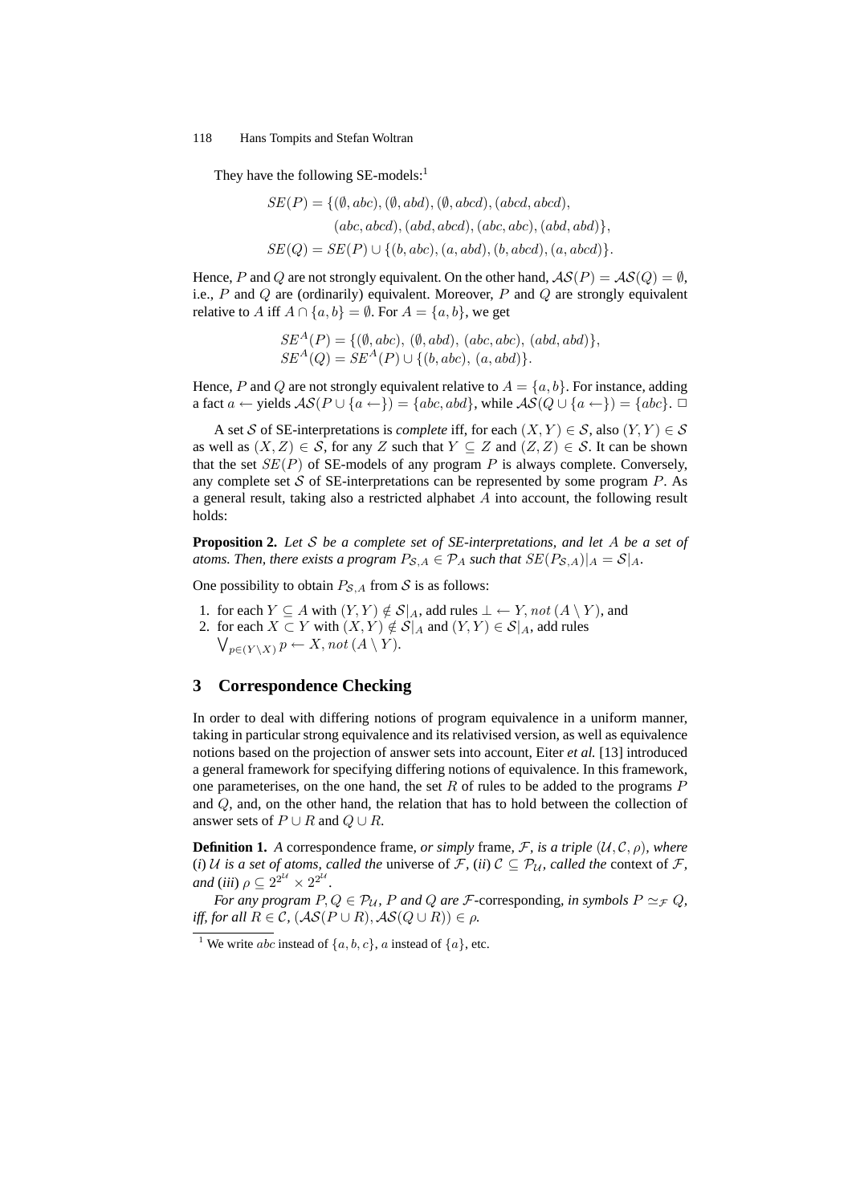They have the following SE-models:[1]

$$SE(P) = \{(\emptyset, abc), (\emptyset, abd), (\emptyset, abcd), (abcd, abcd),$$
$$(abc, abcd), (abd, abcd), (abc, abc), (abd, abd)\},$$
$$SE(Q) = SE(P) \cup \{(b, abc), (a, abd), (b, abcd), (a, abcd)\}.$$

Hence, $P$ and $Q$ are not strongly equivalent. On the other hand, $\mathcal{AS}(P) = \mathcal{AS}(Q) = \emptyset$, i.e., $P$ and $Q$ are (ordinarily) equivalent. Moreover, $P$ and $Q$ are strongly equivalent relative to $A$ iff $A \cap \{a, b\} = \emptyset$. For $A = \{a, b\}$, we get

$$SE^A(P) = \{(\emptyset, abc),\ (\emptyset, abd),\ (abc, abc),\ (abd, abd)\},$$
$$SE^A(Q) = SE^A(P) \cup \{(b, abc),\ (a, abd)\}.$$

Hence, $P$ and $Q$ are not strongly equivalent relative to $A = \{a, b\}$. For instance, adding a fact $a \leftarrow$ yields $\mathcal{AS}(P \cup \{a \leftarrow\}) = \{abc, abd\}$, while $\mathcal{AS}(Q \cup \{a \leftarrow\}) = \{abc\}$. □

A set $\mathcal{S}$ of SE-interpretations is *complete* iff, for each $(X, Y) \in \mathcal{S}$, also $(Y, Y) \in \mathcal{S}$ as well as $(X, Z) \in \mathcal{S}$, for any $Z$ such that $Y \subseteq Z$ and $(Z, Z) \in \mathcal{S}$. It can be shown that the set $SE(P)$ of SE-models of any program $P$ is always complete. Conversely, any complete set $\mathcal{S}$ of SE-interpretations can be represented by some program $P$. As a general result, taking also a restricted alphabet $A$ into account, the following result holds:

**Proposition 2.** *Let $\mathcal{S}$ be a complete set of SE-interpretations, and let $A$ be a set of atoms. Then, there exists a program $P_{\mathcal{S},A} \in \mathcal{P}_A$ such that $SE(P_{\mathcal{S},A})|_A = \mathcal{S}|_A$.*

One possibility to obtain $P_{\mathcal{S},A}$ from $\mathcal{S}$ is as follows:

1. for each $Y \subseteq A$ with $(Y, Y) \notin \mathcal{S}|_A$, add rules $\bot \leftarrow Y, not\,(A \setminus Y)$, and
2. for each $X \subset Y$ with $(X, Y) \notin \mathcal{S}|_A$ and $(Y, Y) \in \mathcal{S}|_A$, add rules $\bigvee_{p \in (Y \setminus X)} p \leftarrow X, not\,(A \setminus Y)$.

## 3 Correspondence Checking

In order to deal with differing notions of program equivalence in a uniform manner, taking in particular strong equivalence and its relativised version, as well as equivalence notions based on the projection of answer sets into account, Eiter *et al.* [13] introduced a general framework for specifying differing notions of equivalence. In this framework, one parameterises, on the one hand, the set $R$ of rules to be added to the programs $P$ and $Q$, and, on the other hand, the relation that has to hold between the collection of answer sets of $P \cup R$ and $Q \cup R$.

**Definition 1.** *A* correspondence frame*, or simply* frame*, $\mathcal{F}$, is a triple $(\mathcal{U}, \mathcal{C}, \rho)$, where* (*i*) *$\mathcal{U}$ is a set of atoms, called the* universe of *$\mathcal{F}$,* (*ii*) *$\mathcal{C} \subseteq \mathcal{P}_{\mathcal{U}}$, called the* context of *$\mathcal{F}$, and* (*iii*) *$\rho \subseteq 2^{2^{\mathcal{U}}} \times 2^{2^{\mathcal{U}}}$.*

*For any program $P, Q \in \mathcal{P}_{\mathcal{U}}$, $P$ and $Q$ are $\mathcal{F}$-*corresponding*, in symbols $P \simeq_{\mathcal{F}} Q$, iff, for all $R \in \mathcal{C}$, $(\mathcal{AS}(P \cup R), \mathcal{AS}(Q \cup R)) \in \rho$.*

---

[1] We write $abc$ instead of $\{a, b, c\}$, $a$ instead of $\{a\}$, etc.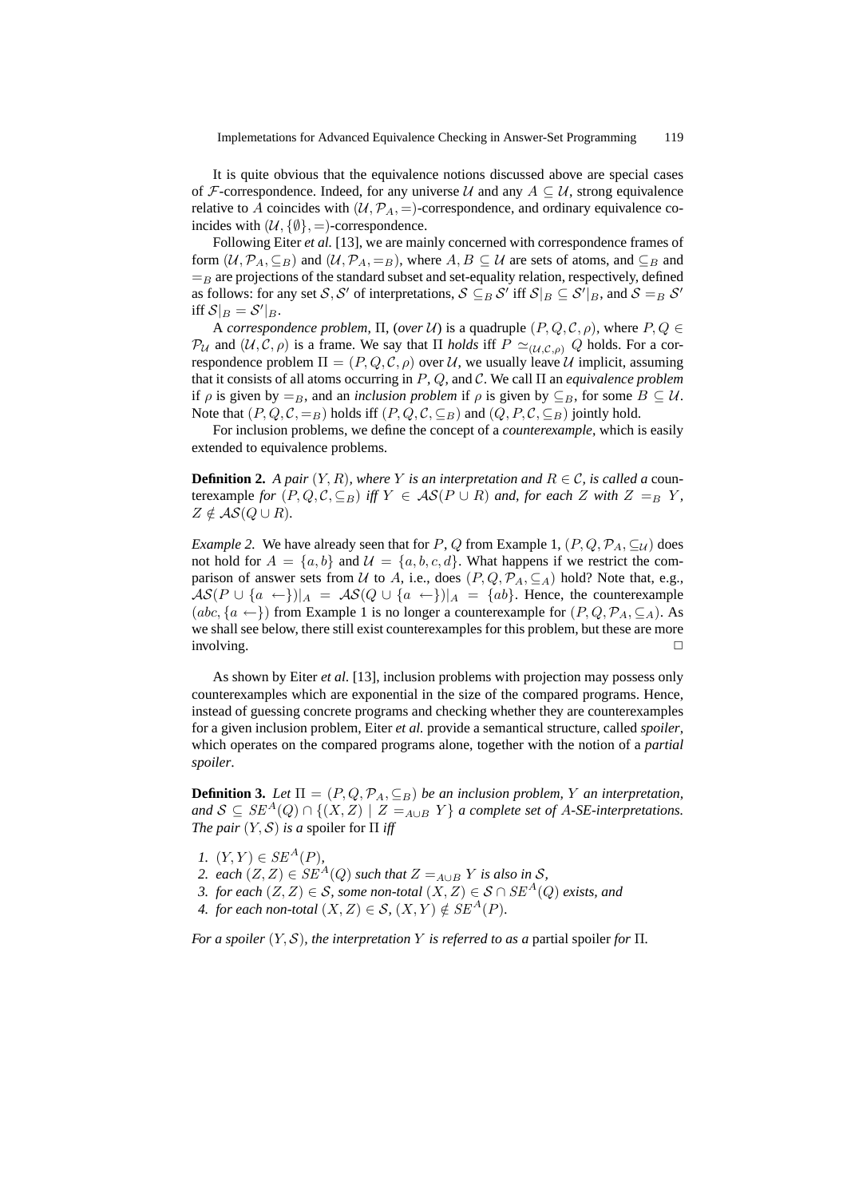It is quite obvious that the equivalence notions discussed above are special cases of $\mathcal{F}$-correspondence. Indeed, for any universe $\mathcal{U}$ and any $A \subseteq \mathcal{U}$, strong equivalence relative to $A$ coincides with $(\mathcal{U}, \mathcal{P}_A, =)$-correspondence, and ordinary equivalence coincides with $(\mathcal{U}, \{\emptyset\}, =)$-correspondence.

Following Eiter *et al.* [13], we are mainly concerned with correspondence frames of form $(\mathcal{U}, \mathcal{P}_A, \subseteq_B)$ and $(\mathcal{U}, \mathcal{P}_A, =_B)$, where $A, B \subseteq \mathcal{U}$ are sets of atoms, and $\subseteq_B$ and $=_B$ are projections of the standard subset and set-equality relation, respectively, defined as follows: for any set $\mathcal{S}, \mathcal{S}'$ of interpretations, $\mathcal{S} \subseteq_B \mathcal{S}'$ iff $\mathcal{S}|_B \subseteq \mathcal{S}'|_B$, and $\mathcal{S} =_B \mathcal{S}'$ iff $\mathcal{S}|_B = \mathcal{S}'|_B$.

A *correspondence problem*, $\Pi$, (*over* $\mathcal{U}$) is a quadruple $(P, Q, \mathcal{C}, \rho)$, where $P, Q \in \mathcal{P}_\mathcal{U}$ and $(\mathcal{U}, \mathcal{C}, \rho)$ is a frame. We say that $\Pi$ *holds* iff $P \simeq_{(\mathcal{U},\mathcal{C},\rho)} Q$ holds. For a correspondence problem $\Pi = (P, Q, \mathcal{C}, \rho)$ over $\mathcal{U}$, we usually leave $\mathcal{U}$ implicit, assuming that it consists of all atoms occurring in $P$, $Q$, and $\mathcal{C}$. We call $\Pi$ an *equivalence problem* if $\rho$ is given by $=_B$, and an *inclusion problem* if $\rho$ is given by $\subseteq_B$, for some $B \subseteq \mathcal{U}$. Note that $(P, Q, \mathcal{C}, =_B)$ holds iff $(P, Q, \mathcal{C}, \subseteq_B)$ and $(Q, P, \mathcal{C}, \subseteq_B)$ jointly hold.

For inclusion problems, we define the concept of a *counterexample*, which is easily extended to equivalence problems.

**Definition 2.** *A pair $(Y, R)$, where $Y$ is an interpretation and $R \in \mathcal{C}$, is called a* counterexample *for $(P, Q, \mathcal{C}, \subseteq_B)$ iff $Y \in \mathcal{AS}(P \cup R)$ and, for each $Z$ with $Z =_B Y$, $Z \notin \mathcal{AS}(Q \cup R)$.*

*Example 2.* We have already seen that for $P$, $Q$ from Example 1, $(P, Q, \mathcal{P}_A, \subseteq_\mathcal{U})$ does not hold for $A = \{a, b\}$ and $\mathcal{U} = \{a, b, c, d\}$. What happens if we restrict the comparison of answer sets from $\mathcal{U}$ to $A$, i.e., does $(P, Q, \mathcal{P}_A, \subseteq_A)$ hold? Note that, e.g., $\mathcal{AS}(P \cup \{a \leftarrow\})|_A = \mathcal{AS}(Q \cup \{a \leftarrow\})|_A = \{ab\}$. Hence, the counterexample $(abc, \{a \leftarrow\})$ from Example 1 is no longer a counterexample for $(P, Q, \mathcal{P}_A, \subseteq_A)$. As we shall see below, there still exist counterexamples for this problem, but these are more involving. $\square$

As shown by Eiter *et al.* [13], inclusion problems with projection may possess only counterexamples which are exponential in the size of the compared programs. Hence, instead of guessing concrete programs and checking whether they are counterexamples for a given inclusion problem, Eiter *et al.* provide a semantical structure, called *spoiler*, which operates on the compared programs alone, together with the notion of a *partial spoiler*.

**Definition 3.** *Let $\Pi = (P, Q, \mathcal{P}_A, \subseteq_B)$ be an inclusion problem, $Y$ an interpretation, and $\mathcal{S} \subseteq SE^A(Q) \cap \{(X, Z) \mid Z =_{A\cup B} Y\}$ a complete set of $A$-SE-interpretations. The pair $(Y, \mathcal{S})$ is a* spoiler for $\Pi$ *iff*

1. *$(Y, Y) \in SE^A(P)$,*
2. *each $(Z, Z) \in SE^A(Q)$ such that $Z =_{A\cup B} Y$ is also in $\mathcal{S}$,*
3. *for each $(Z, Z) \in \mathcal{S}$, some non-total $(X, Z) \in \mathcal{S} \cap SE^A(Q)$ exists, and*
4. *for each non-total $(X, Z) \in \mathcal{S}$, $(X, Y) \notin SE^A(P)$.*

*For a spoiler $(Y, \mathcal{S})$, the interpretation $Y$ is referred to as a* partial spoiler *for $\Pi$.*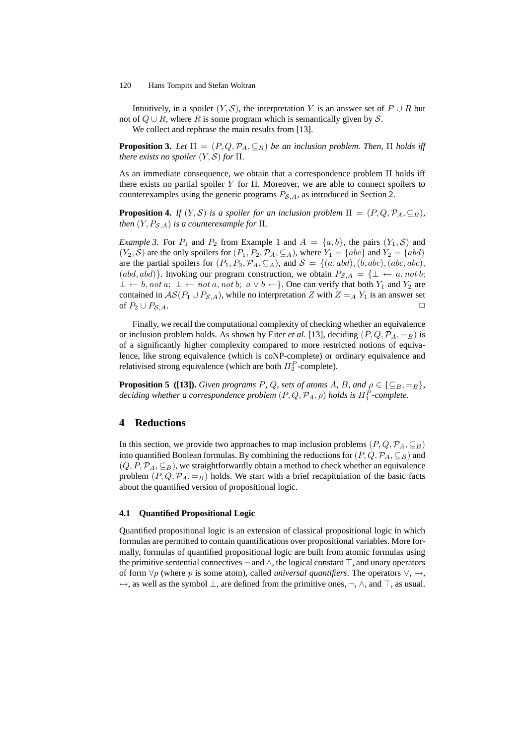Intuitively, in a spoiler $(Y, \mathcal{S})$, the interpretation $Y$ is an answer set of $P \cup R$ but not of $Q \cup R$, where $R$ is some program which is semantically given by $\mathcal{S}$.

We collect and rephrase the main results from [13].

**Proposition 3.** *Let $\Pi = (P, Q, \mathcal{P}_A, \subseteq_B)$ be an inclusion problem. Then, $\Pi$ holds iff there exists no spoiler $(Y, \mathcal{S})$ for $\Pi$.*

As an immediate consequence, we obtain that a correspondence problem $\Pi$ holds iff there exists no partial spoiler $Y$ for $\Pi$. Moreover, we are able to connect spoilers to counterexamples using the generic programs $P_{\mathcal{S},A}$, as introduced in Section 2.

**Proposition 4.** *If $(Y, \mathcal{S})$ is a spoiler for an inclusion problem $\Pi = (P, Q, \mathcal{P}_A, \subseteq_B)$, then $(Y, P_{\mathcal{S},A})$ is a counterexample for $\Pi$.*

*Example 3.* For $P_1$ and $P_2$ from Example 1 and $A = \{a, b\}$, the pairs $(Y_1, \mathcal{S})$ and $(Y_2, \mathcal{S})$ are the only spoilers for $(P_1, P_2, \mathcal{P}_A, \subseteq_A)$, where $Y_1 = \{abc\}$ and $Y_2 = \{abd\}$ are the partial spoilers for $(P_1, P_2, \mathcal{P}_A, \subseteq_A)$, and $\mathcal{S} = \{(a, abd), (b, abc), (abc, abc), (abd, abd)\}$. Invoking our program construction, we obtain $P_{\mathcal{S},A} = \{\bot \leftarrow a, not\, b;\ \bot \leftarrow b, not\, a;\ \bot \leftarrow not\, a, not\, b;\ a \vee b \leftarrow\}$. One can verify that both $Y_1$ and $Y_2$ are contained in $\mathcal{AS}(P_1 \cup P_{\mathcal{S},A})$, while no interpretation $Z$ with $Z =_A Y_1$ is an answer set of $P_2 \cup P_{\mathcal{S},A}$. ◻

Finally, we recall the computational complexity of checking whether an equivalence or inclusion problem holds. As shown by Eiter *et al*. [13], deciding $(P, Q, \mathcal{P}_A, =_B)$ is of a significantly higher complexity compared to more restricted notions of equivalence, like strong equivalence (which is coNP-complete) or ordinary equivalence and relativised strong equivalence (which are both $\Pi_2^P$-complete).

**Proposition 5 ([13]).** *Given programs $P$, $Q$, sets of atoms $A$, $B$, and $\rho \in \{\subseteq_B, =_B\}$, deciding whether a correspondence problem $(P, Q, \mathcal{P}_A, \rho)$ holds is $\Pi_4^P$-complete.*

# 4 Reductions

In this section, we provide two approaches to map inclusion problems $(P, Q, \mathcal{P}_A, \subseteq_B)$ into quantified Boolean formulas. By combining the reductions for $(P, Q, \mathcal{P}_A, \subseteq_B)$ and $(Q, P, \mathcal{P}_A, \subseteq_B)$, we straightforwardly obtain a method to check whether an equivalence problem $(P, Q, \mathcal{P}_A, =_B)$ holds. We start with a brief recapitulation of the basic facts about the quantified version of propositional logic.

## 4.1 Quantified Propositional Logic

Quantified propositional logic is an extension of classical propositional logic in which formulas are permitted to contain quantifications over propositional variables. More formally, formulas of quantified propositional logic are built from atomic formulas using the primitive sentential connectives $\neg$ and $\wedge$, the logical constant $\top$, and unary operators of form $\forall p$ (where $p$ is some atom), called *universal quantifiers*. The operators $\vee$, $\rightarrow$, $\leftrightarrow$, as well as the symbol $\bot$, are defined from the primitive ones, $\neg$, $\wedge$, and $\top$, as usual.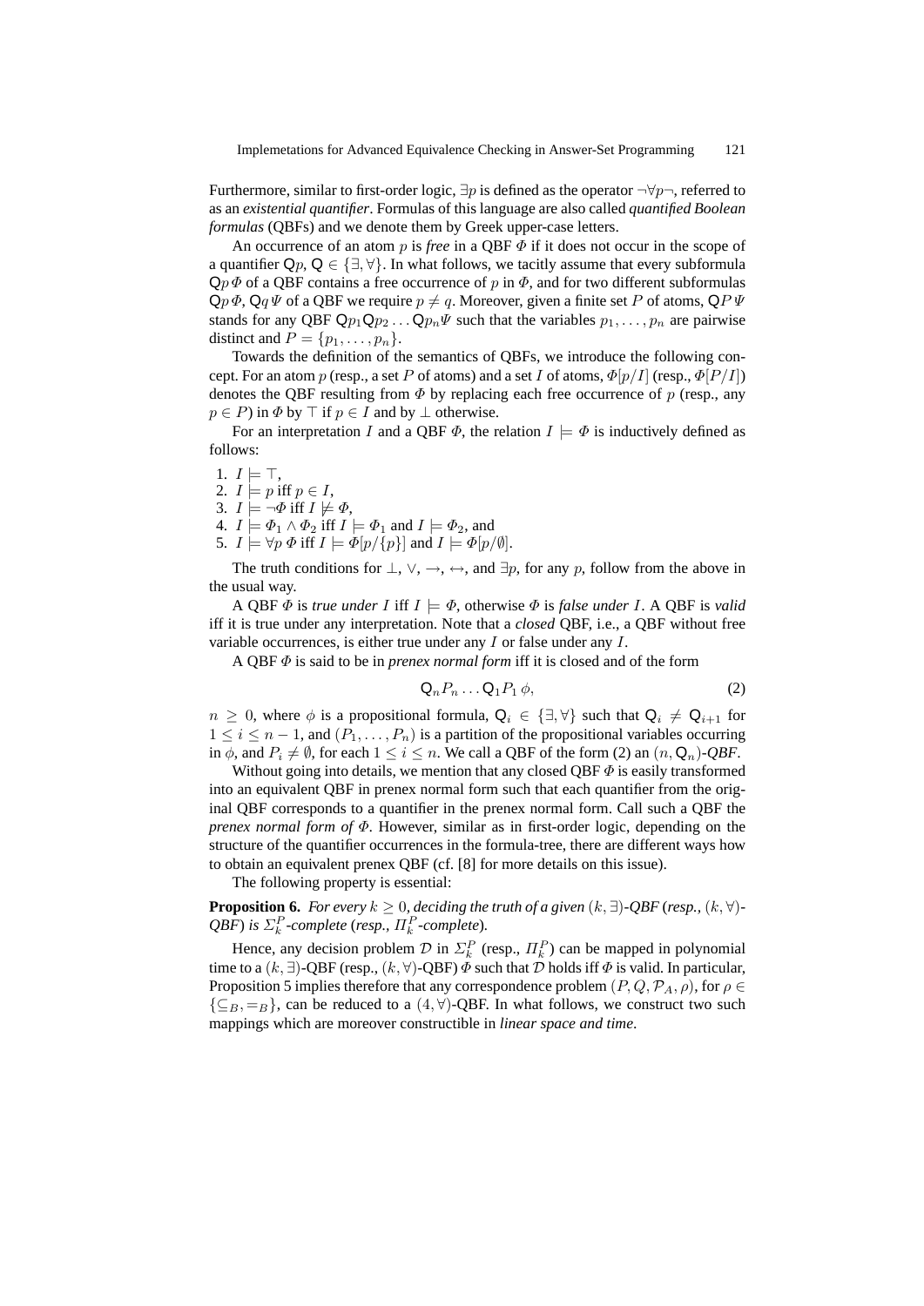Furthermore, similar to first-order logic, $\exists p$ is defined as the operator $\neg\forall p\neg$, referred to as an *existential quantifier*. Formulas of this language are also called *quantified Boolean formulas* (QBFs) and we denote them by Greek upper-case letters.

An occurrence of an atom $p$ is *free* in a QBF $\Phi$ if it does not occur in the scope of a quantifier $\mathsf{Q}p$, $\mathsf{Q} \in \{\exists, \forall\}$. In what follows, we tacitly assume that every subformula $\mathsf{Q}p\,\Phi$ of a QBF contains a free occurrence of $p$ in $\Phi$, and for two different subformulas $\mathsf{Q}p\,\Phi$, $\mathsf{Q}q\,\Psi$ of a QBF we require $p \neq q$. Moreover, given a finite set $P$ of atoms, $\mathsf{Q}P\,\Psi$ stands for any QBF $\mathsf{Q}p_1\mathsf{Q}p_2\ldots\mathsf{Q}p_n\Psi$ such that the variables $p_1, \ldots, p_n$ are pairwise distinct and $P = \{p_1, \ldots, p_n\}$.

Towards the definition of the semantics of QBFs, we introduce the following concept. For an atom $p$ (resp., a set $P$ of atoms) and a set $I$ of atoms, $\Phi[p/I]$ (resp., $\Phi[P/I]$) denotes the QBF resulting from $\Phi$ by replacing each free occurrence of $p$ (resp., any $p \in P$) in $\Phi$ by $\top$ if $p \in I$ and by $\bot$ otherwise.

For an interpretation $I$ and a QBF $\Phi$, the relation $I \models \Phi$ is inductively defined as follows:

1. $I \models \top$,
2. $I \models p$ iff $p \in I$,
3. $I \models \neg\Phi$ iff $I \not\models \Phi$,
4. $I \models \Phi_1 \wedge \Phi_2$ iff $I \models \Phi_1$ and $I \models \Phi_2$, and
5. $I \models \forall p\,\Phi$ iff $I \models \Phi[p/\{p\}]$ and $I \models \Phi[p/\emptyset]$.

The truth conditions for $\bot$, $\vee$, $\rightarrow$, $\leftrightarrow$, and $\exists p$, for any $p$, follow from the above in the usual way.

A QBF $\Phi$ is *true under* $I$ iff $I \models \Phi$, otherwise $\Phi$ is *false under* $I$. A QBF is *valid* iff it is true under any interpretation. Note that a *closed* QBF, i.e., a QBF without free variable occurrences, is either true under any $I$ or false under any $I$.

A QBF $\Phi$ is said to be in *prenex normal form* iff it is closed and of the form

$$\mathsf{Q}_n P_n \ldots \mathsf{Q}_1 P_1\,\phi, \tag{2}$$

$n \geq 0$, where $\phi$ is a propositional formula, $\mathsf{Q}_i \in \{\exists, \forall\}$ such that $\mathsf{Q}_i \neq \mathsf{Q}_{i+1}$ for $1 \leq i \leq n-1$, and $(P_1, \ldots, P_n)$ is a partition of the propositional variables occurring in $\phi$, and $P_i \neq \emptyset$, for each $1 \leq i \leq n$. We call a QBF of the form (2) an $(n, \mathsf{Q}_n)$*-QBF*.

Without going into details, we mention that any closed QBF $\Phi$ is easily transformed into an equivalent QBF in prenex normal form such that each quantifier from the original QBF corresponds to a quantifier in the prenex normal form. Call such a QBF the *prenex normal form of* $\Phi$. However, similar as in first-order logic, depending on the structure of the quantifier occurrences in the formula-tree, there are different ways how to obtain an equivalent prenex QBF (cf. [8] for more details on this issue).

The following property is essential:

**Proposition 6.** *For every $k \geq 0$, deciding the truth of a given $(k, \exists)$-QBF (resp., $(k, \forall)$-QBF) is $\Sigma_k^P$-complete (resp., $\Pi_k^P$-complete).*

Hence, any decision problem $\mathcal{D}$ in $\Sigma_k^P$ (resp., $\Pi_k^P$) can be mapped in polynomial time to a $(k, \exists)$-QBF (resp., $(k, \forall)$-QBF) $\Phi$ such that $\mathcal{D}$ holds iff $\Phi$ is valid. In particular, Proposition 5 implies therefore that any correspondence problem $(P, Q, \mathcal{P}_A, \rho)$, for $\rho \in \{\subseteq_B, =_B\}$, can be reduced to a $(4, \forall)$-QBF. In what follows, we construct two such mappings which are moreover constructible in *linear space and time*.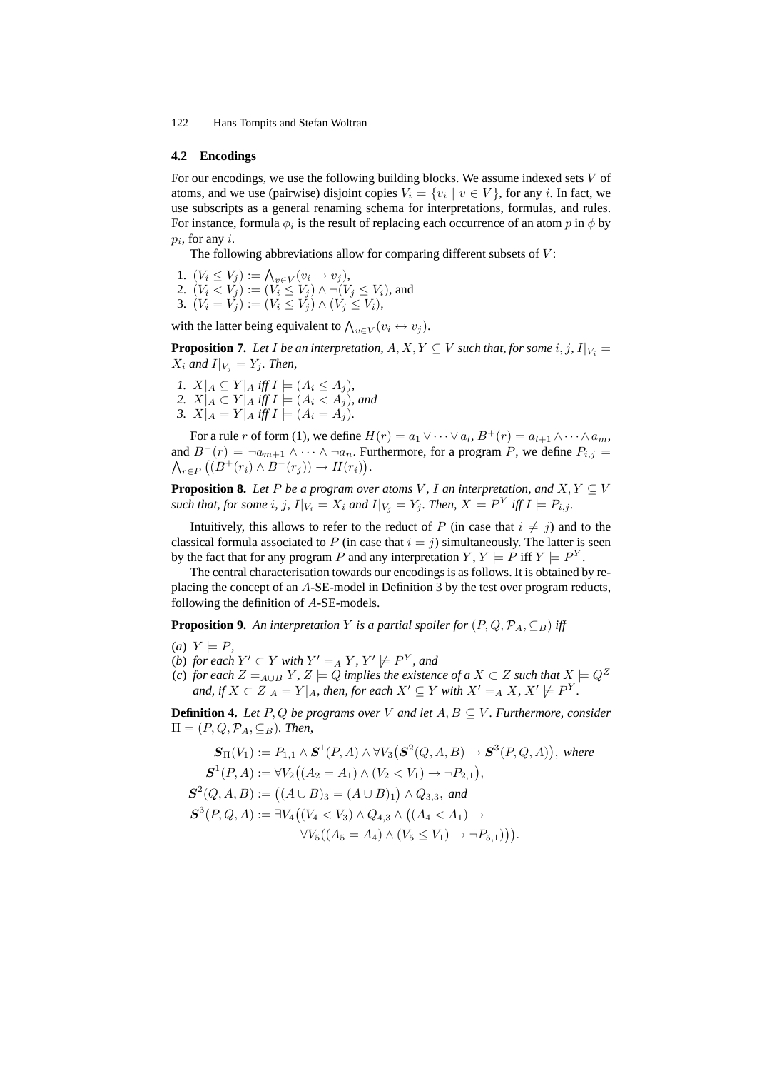### 4.2 Encodings

For our encodings, we use the following building blocks. We assume indexed sets $V$ of atoms, and we use (pairwise) disjoint copies $V_i = \{v_i \mid v \in V\}$, for any $i$. In fact, we use subscripts as a general renaming schema for interpretations, formulas, and rules. For instance, formula $\phi_i$ is the result of replacing each occurrence of an atom $p$ in $\phi$ by $p_i$, for any $i$.

The following abbreviations allow for comparing different subsets of $V$:

1. $(V_i \leq V_j) := \bigwedge_{v \in V}(v_i \rightarrow v_j)$,
2. $(V_i < V_j) := (V_i \leq V_j) \wedge \neg(V_j \leq V_i)$, and
3. $(V_i = V_j) := (V_i \leq V_j) \wedge (V_j \leq V_i)$,

with the latter being equivalent to $\bigwedge_{v \in V}(v_i \leftrightarrow v_j)$.

**Proposition 7.** *Let $I$ be an interpretation, $A, X, Y \subseteq V$ such that, for some $i, j$, $I|_{V_i} = X_i$ and $I|_{V_j} = Y_j$. Then,*

1. *$X|_A \subseteq Y|_A$ iff $I \models (A_i \leq A_j)$,*
2. *$X|_A \subset Y|_A$ iff $I \models (A_i < A_j)$, and*
3. *$X|_A = Y|_A$ iff $I \models (A_i = A_j)$.*

For a rule $r$ of form (1), we define $H(r) = a_1 \vee \cdots \vee a_l$, $B^+(r) = a_{l+1} \wedge \cdots \wedge a_m$, and $B^-(r) = \neg a_{m+1} \wedge \cdots \wedge \neg a_n$. Furthermore, for a program $P$, we define $P_{i,j} = \bigwedge_{r \in P}\big((B^+(r_i) \wedge B^-(r_j)) \rightarrow H(r_i)\big)$.

**Proposition 8.** *Let $P$ be a program over atoms $V$, $I$ an interpretation, and $X, Y \subseteq V$ such that, for some $i$, $j$, $I|_{V_i} = X_i$ and $I|_{V_j} = Y_j$. Then, $X \models P^Y$ iff $I \models P_{i,j}$.*

Intuitively, this allows to refer to the reduct of $P$ (in case that $i \neq j$) and to the classical formula associated to $P$ (in case that $i = j$) simultaneously. The latter is seen by the fact that for any program $P$ and any interpretation $Y$, $Y \models P$ iff $Y \models P^Y$.

The central characterisation towards our encodings is as follows. It is obtained by replacing the concept of an $A$-SE-model in Definition 3 by the test over program reducts, following the definition of $A$-SE-models.

**Proposition 9.** *An interpretation $Y$ is a partial spoiler for $(P, Q, \mathcal{P}_A, \subseteq_B)$ iff*

(*a*) *$Y \models P$,*
(*b*) *for each $Y' \subset Y$ with $Y' =_A Y$, $Y' \not\models P^Y$, and*
(*c*) *for each $Z =_{A \cup B} Y$, $Z \models Q$ implies the existence of a $X \subset Z$ such that $X \models Q^Z$ and, if $X \subset Z|_A = Y|_A$, then, for each $X' \subseteq Y$ with $X' =_A X$, $X' \not\models P^Y$.*

**Definition 4.** *Let $P, Q$ be programs over $V$ and let $A, B \subseteq V$. Furthermore, consider $\Pi = (P, Q, \mathcal{P}_A, \subseteq_B)$. Then,*

$$\begin{aligned}
\boldsymbol{S}_\Pi(V_1) &:= P_{1,1} \wedge \boldsymbol{S}^1(P, A) \wedge \forall V_3\big(\boldsymbol{S}^2(Q, A, B) \rightarrow \boldsymbol{S}^3(P, Q, A)\big), \text{ where} \\
\boldsymbol{S}^1(P, A) &:= \forall V_2\big((A_2 = A_1) \wedge (V_2 < V_1) \rightarrow \neg P_{2,1}\big), \\
\boldsymbol{S}^2(Q, A, B) &:= \big((A \cup B)_3 = (A \cup B)_1\big) \wedge Q_{3,3}, \text{ and} \\
\boldsymbol{S}^3(P, Q, A) &:= \exists V_4\big((V_4 < V_3) \wedge Q_{4,3} \wedge \big((A_4 < A_1) \rightarrow \\
&\qquad \forall V_5((A_5 = A_4) \wedge (V_5 \leq V_1) \rightarrow \neg P_{5,1})\big)\big).
\end{aligned}$$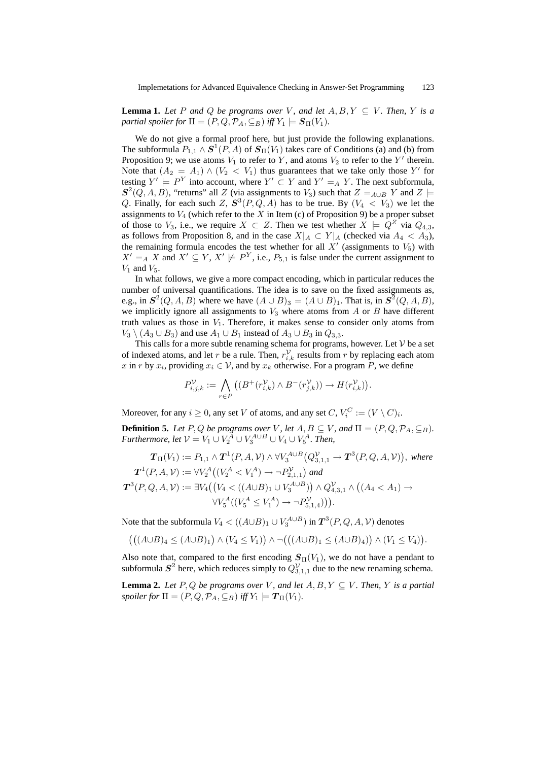**Lemma 1.** *Let $P$ and $Q$ be programs over $V$, and let $A, B, Y \subseteq V$. Then, $Y$ is a partial spoiler for $\Pi = (P, Q, \mathcal{P}_A, \subseteq_B)$ iff $Y_1 \models \boldsymbol{S}_\Pi(V_1)$.*

We do not give a formal proof here, but just provide the following explanations. The subformula $P_{1,1} \wedge \boldsymbol{S}^1(P, A)$ of $\boldsymbol{S}_\Pi(V_1)$ takes care of Conditions (a) and (b) from Proposition 9; we use atoms $V_1$ to refer to $Y$, and atoms $V_2$ to refer to the $Y'$ therein. Note that $(A_2 = A_1) \wedge (V_2 < V_1)$ thus guarantees that we take only those $Y'$ for testing $Y' \models P^Y$ into account, where $Y' \subset Y$ and $Y' =_A Y$. The next subformula, $\boldsymbol{S}^2(Q, A, B)$, "returns" all $Z$ (via assignments to $V_3$) such that $Z =_{A \cup B} Y$ and $Z \models Q$. Finally, for each such $Z$, $\boldsymbol{S}^3(P, Q, A)$ has to be true. By $(V_4 < V_3)$ we let the assignments to $V_4$ (which refer to the $X$ in Item (c) of Proposition 9) be a proper subset of those to $V_3$, i.e., we require $X \subset Z$. Then we test whether $X \models Q^Z$ via $Q_{4,3}$, as follows from Proposition 8, and in the case $X|_A \subset Y|_A$ (checked via $A_4 < A_3$), the remaining formula encodes the test whether for all $X'$ (assignments to $V_5$) with $X' =_A X$ and $X' \subseteq Y$, $X' \not\models P^Y$, i.e., $P_{5,1}$ is false under the current assignment to $V_1$ and $V_5$.

In what follows, we give a more compact encoding, which in particular reduces the number of universal quantifications. The idea is to save on the fixed assignments as, e.g., in $\boldsymbol{S}^2(Q, A, B)$ where we have $(A \cup B)_3 = (A \cup B)_1$. That is, in $\boldsymbol{S}^2(Q, A, B)$, we implicitly ignore all assignments to $V_3$ where atoms from $A$ or $B$ have different truth values as those in $V_1$. Therefore, it makes sense to consider only atoms from $V_3 \setminus (A_3 \cup B_3)$ and use $A_1 \cup B_1$ instead of $A_3 \cup B_3$ in $Q_{3,3}$.

This calls for a more subtle renaming schema for programs, however. Let $\mathcal{V}$ be a set of indexed atoms, and let $r$ be a rule. Then, $r^{\mathcal{V}}_{i,k}$ results from $r$ by replacing each atom $x$ in $r$ by $x_i$, providing $x_i \in \mathcal{V}$, and by $x_k$ otherwise. For a program $P$, we define

$$P^{\mathcal{V}}_{i,j,k} := \bigwedge_{r \in P} \big( (B^+(r^{\mathcal{V}}_{i,k}) \wedge B^-(r^{\mathcal{V}}_{j,k})) \rightarrow H(r^{\mathcal{V}}_{i,k}) \big).$$

Moreover, for any $i \geq 0$, any set $V$ of atoms, and any set $C$, $V_i^C := (V \setminus C)_i$.

**Definition 5.** *Let $P, Q$ be programs over $V$, let $A, B \subseteq V$, and $\Pi = (P, Q, \mathcal{P}_A, \subseteq_B)$. Furthermore, let $\mathcal{V} = V_1 \cup V_2^A \cup V_3^{A \cup B} \cup V_4 \cup V_5^A$. Then,*

$$\begin{aligned}
\boldsymbol{T}_\Pi(V_1) &:= P_{1,1} \wedge \boldsymbol{T}^1(P, A, \mathcal{V}) \wedge \forall V_3^{A \cup B}\big(Q^{\mathcal{V}}_{3,1,1} \rightarrow \boldsymbol{T}^3(P, Q, A, \mathcal{V})\big), \textit{ where} \\
\boldsymbol{T}^1(P, A, \mathcal{V}) &:= \forall V_2^A \big((V_2^A < V_1^A) \rightarrow \neg P^{\mathcal{V}}_{2,1,1}\big) \textit{ and} \\
\boldsymbol{T}^3(P, Q, A, \mathcal{V}) &:= \exists V_4 \big(\big(V_4 < ((A \cup B)_1 \cup V_3^{A \cup B})\big) \wedge Q^{\mathcal{V}}_{4,3,1} \wedge \big((A_4 < A_1) \rightarrow \\
&\qquad \forall V_5^A ((V_5^A \leq V_1^A) \rightarrow \neg P^{\mathcal{V}}_{5,1,4})\big)\big).
\end{aligned}$$

Note that the subformula $V_4 < ((A \cup B)_1 \cup V_3^{A \cup B})$ in $\boldsymbol{T}^3(P, Q, A, \mathcal{V})$ denotes

$$\big(\big((A \cup B)_4 \leq (A \cup B)_1\big) \wedge (V_4 \leq V_1)\big) \wedge \neg\big(\big((A \cup B)_1 \leq (A \cup B)_4\big) \wedge (V_1 \leq V_4)\big).$$

Also note that, compared to the first encoding $\boldsymbol{S}_\Pi(V_1)$, we do not have a pendant to subformula $\boldsymbol{S}^2$ here, which reduces simply to $Q^{\mathcal{V}}_{3,1,1}$ due to the new renaming schema.

**Lemma 2.** *Let $P, Q$ be programs over $V$, and let $A, B, Y \subseteq V$. Then, $Y$ is a partial spoiler for $\Pi = (P, Q, \mathcal{P}_A, \subseteq_B)$ iff $Y_1 \models \boldsymbol{T}_\Pi(V_1)$.*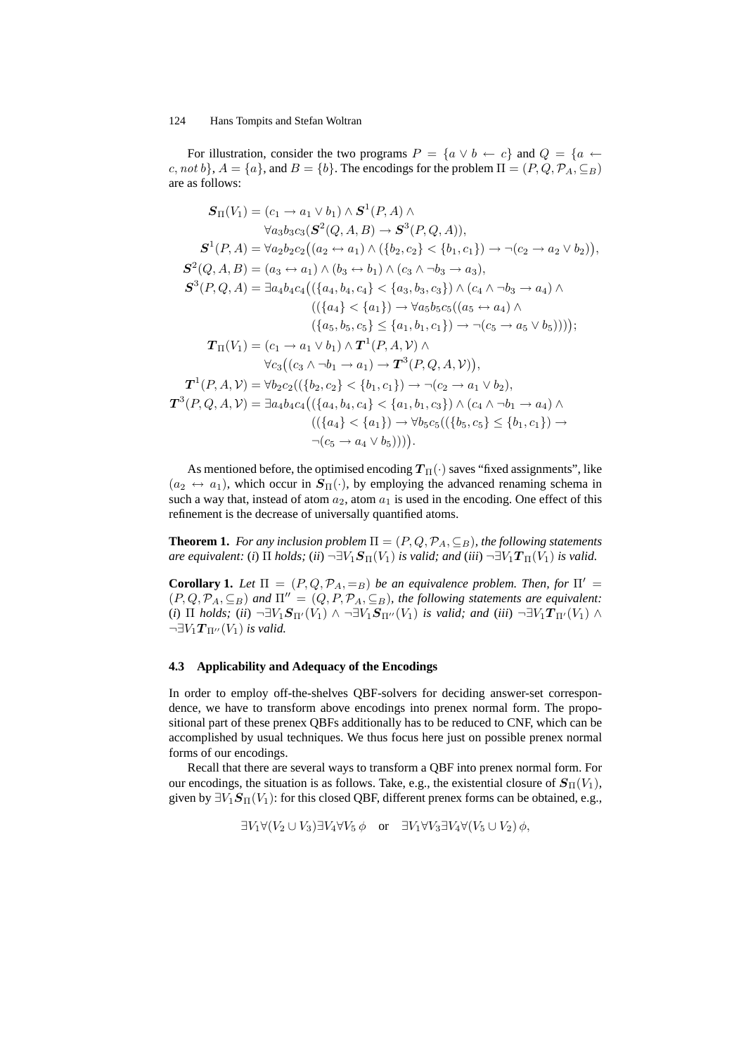For illustration, consider the two programs $P = \{a \vee b \leftarrow c\}$ and $Q = \{a \leftarrow c, \mathit{not}\, b\}$, $A = \{a\}$, and $B = \{b\}$. The encodings for the problem $\Pi = (P, Q, \mathcal{P}_A, \subseteq_B)$ are as follows:

$$
\begin{aligned}
\boldsymbol{S}_\Pi(V_1) &= (c_1 \rightarrow a_1 \vee b_1) \wedge \boldsymbol{S}^1(P, A) \wedge \\
&\qquad \forall a_3 b_3 c_3 (\boldsymbol{S}^2(Q, A, B) \rightarrow \boldsymbol{S}^3(P, Q, A)), \\
\boldsymbol{S}^1(P, A) &= \forall a_2 b_2 c_2 \big((a_2 \leftrightarrow a_1) \wedge (\{b_2, c_2\} < \{b_1, c_1\}) \rightarrow \neg(c_2 \rightarrow a_2 \vee b_2)\big), \\
\boldsymbol{S}^2(Q, A, B) &= (a_3 \leftrightarrow a_1) \wedge (b_3 \leftrightarrow b_1) \wedge (c_3 \wedge \neg b_3 \rightarrow a_3), \\
\boldsymbol{S}^3(P, Q, A) &= \exists a_4 b_4 c_4 \big((\{a_4, b_4, c_4\} < \{a_3, b_3, c_3\}) \wedge (c_4 \wedge \neg b_3 \rightarrow a_4) \wedge \\
&\qquad ((\{a_4\} < \{a_1\}) \rightarrow \forall a_5 b_5 c_5 ((a_5 \leftrightarrow a_4) \wedge \\
&\qquad (\{a_5, b_5, c_5\} \leq \{a_1, b_1, c_1\}) \rightarrow \neg(c_5 \rightarrow a_5 \vee b_5)))\big); \\
\boldsymbol{T}_\Pi(V_1) &= (c_1 \rightarrow a_1 \vee b_1) \wedge \boldsymbol{T}^1(P, A, \mathcal{V}) \wedge \\
&\qquad \forall c_3 \big((c_3 \wedge \neg b_1 \rightarrow a_1) \rightarrow \boldsymbol{T}^3(P, Q, A, \mathcal{V})\big), \\
\boldsymbol{T}^1(P, A, \mathcal{V}) &= \forall b_2 c_2 ((\{b_2, c_2\} < \{b_1, c_1\}) \rightarrow \neg(c_2 \rightarrow a_1 \vee b_2), \\
\boldsymbol{T}^3(P, Q, A, \mathcal{V}) &= \exists a_4 b_4 c_4 \big((\{a_4, b_4, c_4\} < \{a_1, b_1, c_3\}) \wedge (c_4 \wedge \neg b_1 \rightarrow a_4) \wedge \\
&\qquad ((\{a_4\} < \{a_1\}) \rightarrow \forall b_5 c_5 ((\{b_5, c_5\} \leq \{b_1, c_1\}) \rightarrow \\
&\qquad \neg(c_5 \rightarrow a_4 \vee b_5)))\big).
\end{aligned}
$$

As mentioned before, the optimised encoding $\boldsymbol{T}_\Pi(\cdot)$ saves "fixed assignments", like $(a_2 \leftrightarrow a_1)$, which occur in $\boldsymbol{S}_\Pi(\cdot)$, by employing the advanced renaming schema in such a way that, instead of atom $a_2$, atom $a_1$ is used in the encoding. One effect of this refinement is the decrease of universally quantified atoms.

**Theorem 1.** *For any inclusion problem $\Pi = (P, Q, \mathcal{P}_A, \subseteq_B)$, the following statements are equivalent: (i) $\Pi$ holds; (ii) $\neg\exists V_1 \boldsymbol{S}_\Pi(V_1)$ is valid; and (iii) $\neg\exists V_1 \boldsymbol{T}_\Pi(V_1)$ is valid.*

**Corollary 1.** *Let $\Pi = (P, Q, \mathcal{P}_A, =_B)$ be an equivalence problem. Then, for $\Pi' = (P, Q, \mathcal{P}_A, \subseteq_B)$ and $\Pi'' = (Q, P, \mathcal{P}_A, \subseteq_B)$, the following statements are equivalent: (i) $\Pi$ holds; (ii) $\neg\exists V_1 \boldsymbol{S}_{\Pi'}(V_1) \wedge \neg\exists V_1 \boldsymbol{S}_{\Pi''}(V_1)$ is valid; and (iii) $\neg\exists V_1 \boldsymbol{T}_{\Pi'}(V_1) \wedge \neg\exists V_1 \boldsymbol{T}_{\Pi''}(V_1)$ is valid.*

### 4.3 Applicability and Adequacy of the Encodings

In order to employ off-the-shelves QBF-solvers for deciding answer-set correspondence, we have to transform above encodings into prenex normal form. The propositional part of these prenex QBFs additionally has to be reduced to CNF, which can be accomplished by usual techniques. We thus focus here just on possible prenex normal forms of our encodings.

Recall that there are several ways to transform a QBF into prenex normal form. For our encodings, the situation is as follows. Take, e.g., the existential closure of $\boldsymbol{S}_\Pi(V_1)$, given by $\exists V_1 \boldsymbol{S}_\Pi(V_1)$: for this closed QBF, different prenex forms can be obtained, e.g.,

$$\exists V_1 \forall (V_2 \cup V_3) \exists V_4 \forall V_5\, \phi \quad \text{or} \quad \exists V_1 \forall V_3 \exists V_4 \forall (V_5 \cup V_2)\, \phi,$$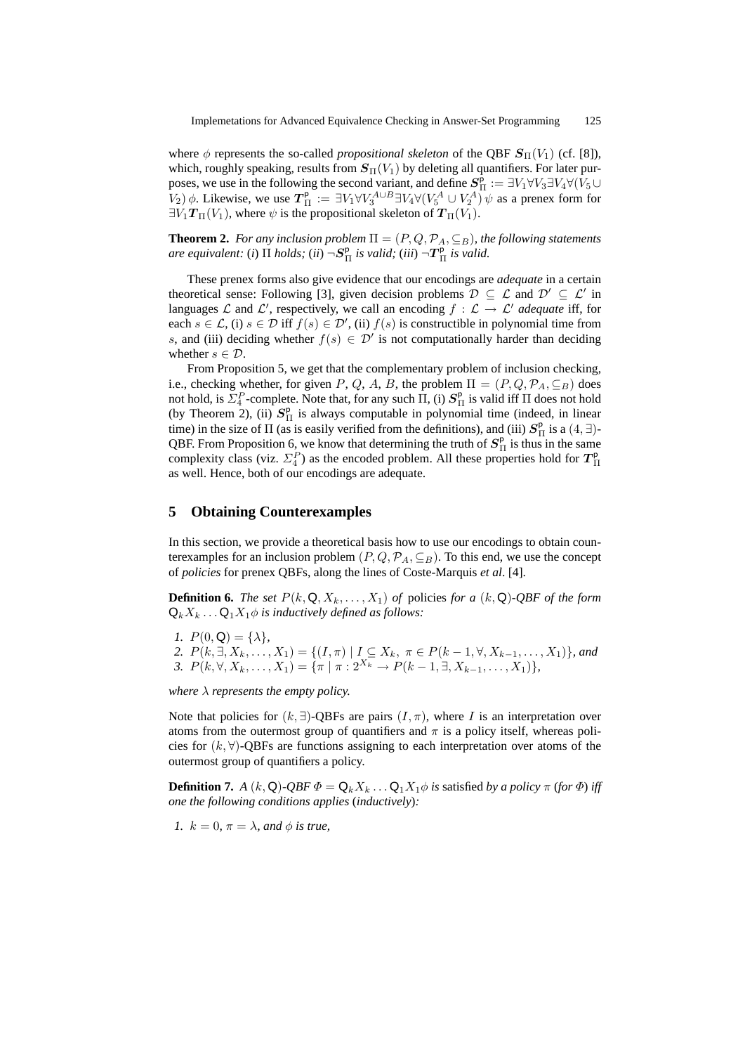where $\phi$ represents the so-called *propositional skeleton* of the QBF $\boldsymbol{S}_\Pi(V_1)$ (cf. [8]), which, roughly speaking, results from $\boldsymbol{S}_\Pi(V_1)$ by deleting all quantifiers. For later purposes, we use in the following the second variant, and define $\boldsymbol{S}^{\mathsf{p}}_\Pi := \exists V_1 \forall V_3 \exists V_4 \forall (V_5 \cup V_2)\, \phi$. Likewise, we use $\boldsymbol{T}^{\mathsf{p}}_\Pi := \exists V_1 \forall V_3^{A \cup B} \exists V_4 \forall (V_5^A \cup V_2^A)\, \psi$ as a prenex form for $\exists V_1 \boldsymbol{T}_\Pi(V_1)$, where $\psi$ is the propositional skeleton of $\boldsymbol{T}_\Pi(V_1)$.

**Theorem 2.** *For any inclusion problem $\Pi = (P, Q, \mathcal{P}_A, \subseteq_B)$, the following statements are equivalent:* (*i*) $\Pi$ *holds;* (*ii*) $\neg \boldsymbol{S}^{\mathsf{p}}_\Pi$ *is valid;* (*iii*) $\neg \boldsymbol{T}^{\mathsf{p}}_\Pi$ *is valid.*

These prenex forms also give evidence that our encodings are *adequate* in a certain theoretical sense: Following [3], given decision problems $\mathcal{D} \subseteq \mathcal{L}$ and $\mathcal{D}' \subseteq \mathcal{L}'$ in languages $\mathcal{L}$ and $\mathcal{L}'$, respectively, we call an encoding $f : \mathcal{L} \to \mathcal{L}'$ *adequate* iff, for each $s \in \mathcal{L}$, (i) $s \in \mathcal{D}$ iff $f(s) \in \mathcal{D}'$, (ii) $f(s)$ is constructible in polynomial time from $s$, and (iii) deciding whether $f(s) \in \mathcal{D}'$ is not computationally harder than deciding whether $s \in \mathcal{D}$.

From Proposition 5, we get that the complementary problem of inclusion checking, i.e., checking whether, for given $P$, $Q$, $A$, $B$, the problem $\Pi = (P, Q, \mathcal{P}_A, \subseteq_B)$ does not hold, is $\Sigma_4^P$-complete. Note that, for any such $\Pi$, (i) $\boldsymbol{S}^{\mathsf{p}}_\Pi$ is valid iff $\Pi$ does not hold (by Theorem 2), (ii) $\boldsymbol{S}^{\mathsf{p}}_\Pi$ is always computable in polynomial time (indeed, in linear time) in the size of $\Pi$ (as is easily verified from the definitions), and (iii) $\boldsymbol{S}^{\mathsf{p}}_\Pi$ is a $(4, \exists)$-QBF. From Proposition 6, we know that determining the truth of $\boldsymbol{S}^{\mathsf{p}}_\Pi$ is thus in the same complexity class (viz. $\Sigma_4^P$) as the encoded problem. All these properties hold for $\boldsymbol{T}^{\mathsf{p}}_\Pi$ as well. Hence, both of our encodings are adequate.

## 5 Obtaining Counterexamples

In this section, we provide a theoretical basis how to use our encodings to obtain counterexamples for an inclusion problem $(P, Q, \mathcal{P}_A, \subseteq_B)$. To this end, we use the concept of *policies* for prenex QBFs, along the lines of Coste-Marquis *et al.* [4].

**Definition 6.** *The set $P(k, \mathsf{Q}, X_k, \ldots, X_1)$ of* policies *for a $(k, \mathsf{Q})$-QBF of the form $\mathsf{Q}_k X_k \ldots \mathsf{Q}_1 X_1 \phi$ is inductively defined as follows:*

1. $P(0, \mathsf{Q}) = \{\lambda\}$,
2. $P(k, \exists, X_k, \ldots, X_1) = \{(I, \pi) \mid I \subseteq X_k,\ \pi \in P(k-1, \forall, X_{k-1}, \ldots, X_1)\}$*, and*
3. $P(k, \forall, X_k, \ldots, X_1) = \{\pi \mid \pi : 2^{X_k} \to P(k-1, \exists, X_{k-1}, \ldots, X_1)\}$,

*where $\lambda$ represents the empty policy.*

Note that policies for $(k, \exists)$-QBFs are pairs $(I, \pi)$, where $I$ is an interpretation over atoms from the outermost group of quantifiers and $\pi$ is a policy itself, whereas policies for $(k, \forall)$-QBFs are functions assigning to each interpretation over atoms of the outermost group of quantifiers a policy.

**Definition 7.** *A $(k, \mathsf{Q})$-QBF $\Phi = \mathsf{Q}_k X_k \ldots \mathsf{Q}_1 X_1 \phi$ is* satisfied *by a policy $\pi$ (for $\Phi$) iff one the following conditions applies* (*inductively*)*:*

1. $k = 0$*, $\pi = \lambda$, and $\phi$ is true,*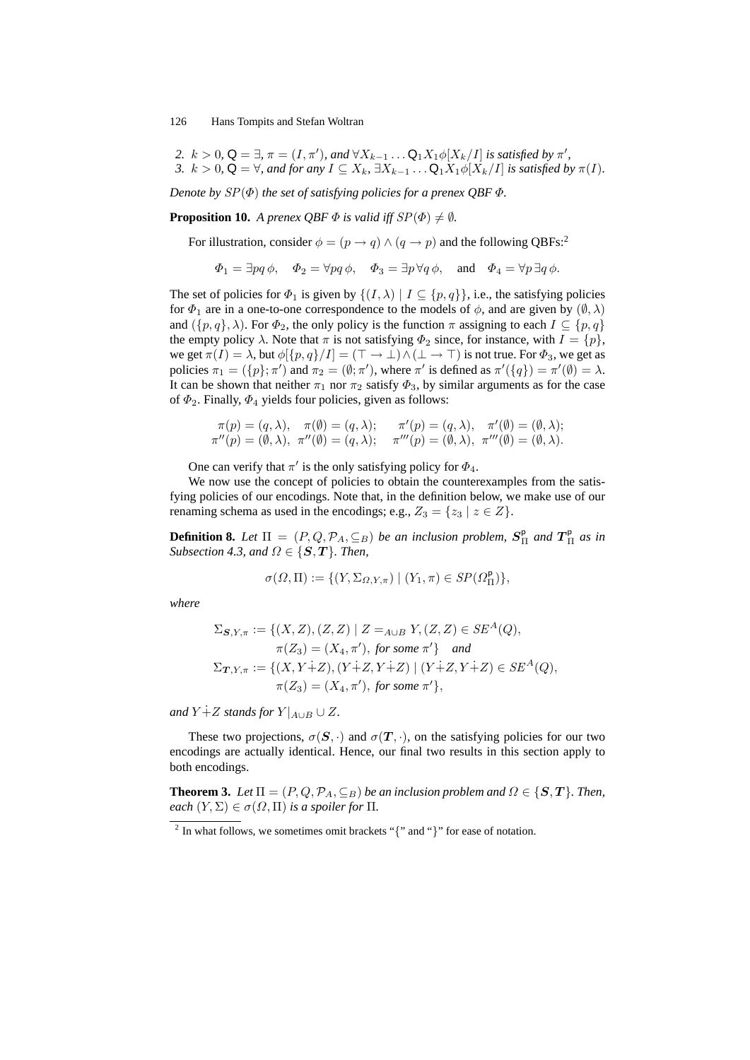2. $k > 0$, $\mathsf{Q} = \exists$, $\pi = (I, \pi')$, *and* $\forall X_{k-1} \ldots \mathsf{Q}_1 X_1 \phi[X_k/I]$ *is satisfied by* $\pi'$,
3. $k > 0$, $\mathsf{Q} = \forall$, *and for any* $I \subseteq X_k$, $\exists X_{k-1} \ldots \mathsf{Q}_1 X_1 \phi[X_k/I]$ *is satisfied by* $\pi(I)$.

*Denote by* $SP(\Phi)$ *the set of satisfying policies for a prenex QBF* $\Phi$.

**Proposition 10.** *A prenex QBF* $\Phi$ *is valid iff* $SP(\Phi) \neq \emptyset$.

For illustration, consider $\phi = (p \rightarrow q) \wedge (q \rightarrow p)$ and the following QBFs:[2]

$$\Phi_1 = \exists pq\, \phi, \quad \Phi_2 = \forall pq\, \phi, \quad \Phi_3 = \exists p \forall q\, \phi, \quad \text{and} \quad \Phi_4 = \forall p \exists q\, \phi.$$

The set of policies for $\Phi_1$ is given by $\{(I, \lambda) \mid I \subseteq \{p, q\}\}$, i.e., the satisfying policies for $\Phi_1$ are in a one-to-one correspondence to the models of $\phi$, and are given by $(\emptyset, \lambda)$ and $(\{p, q\}, \lambda)$. For $\Phi_2$, the only policy is the function $\pi$ assigning to each $I \subseteq \{p, q\}$ the empty policy $\lambda$. Note that $\pi$ is not satisfying $\Phi_2$ since, for instance, with $I = \{p\}$, we get $\pi(I) = \lambda$, but $\phi[\{p, q\}/I] = (\top \rightarrow \bot) \wedge (\bot \rightarrow \top)$ is not true. For $\Phi_3$, we get as policies $\pi_1 = (\{p\}; \pi')$ and $\pi_2 = (\emptyset; \pi')$, where $\pi'$ is defined as $\pi'(\{q\}) = \pi'(\emptyset) = \lambda$. It can be shown that neither $\pi_1$ nor $\pi_2$ satisfy $\Phi_3$, by similar arguments as for the case of $\Phi_2$. Finally, $\Phi_4$ yields four policies, given as follows:

$$\begin{array}{ll} \pi(p) = (q, \lambda), \quad \pi(\emptyset) = (q, \lambda); & \pi'(p) = (q, \lambda), \quad \pi'(\emptyset) = (\emptyset, \lambda); \\ \pi''(p) = (\emptyset, \lambda), \;\; \pi''(\emptyset) = (q, \lambda); & \pi'''(p) = (\emptyset, \lambda), \;\; \pi'''(\emptyset) = (\emptyset, \lambda). \end{array}$$

One can verify that $\pi'$ is the only satisfying policy for $\Phi_4$.

We now use the concept of policies to obtain the counterexamples from the satisfying policies of our encodings. Note that, in the definition below, we make use of our renaming schema as used in the encodings; e.g., $Z_3 = \{z_3 \mid z \in Z\}$.

**Definition 8.** *Let* $\Pi = (P, Q, \mathcal{P}_A, \subseteq_B)$ *be an inclusion problem,* $\boldsymbol{S}^{\mathsf{p}}_{\Pi}$ *and* $\boldsymbol{T}^{\mathsf{p}}_{\Pi}$ *as in Subsection 4.3, and* $\Omega \in \{\boldsymbol{S}, \boldsymbol{T}\}$. *Then,*

$$\sigma(\Omega, \Pi) := \{(Y, \Sigma_{\Omega, Y, \pi}) \mid (Y_1, \pi) \in SP(\Omega^{\mathsf{p}}_{\Pi})\},$$

*where*

$$\begin{aligned} \Sigma_{\boldsymbol{S}, Y, \pi} := \{(X, Z), (Z, Z) \mid\; & Z =_{A \cup B} Y, (Z, Z) \in SE^A(Q), \\ & \pi(Z_3) = (X_4, \pi'), \text{ for some } \pi'\} \quad \text{and} \\ \Sigma_{\boldsymbol{T}, Y, \pi} := \{(X, Y \dot{+} Z), (Y \dot{+} Z, Y \dot{+} Z) \mid\; & (Y \dot{+} Z, Y \dot{+} Z) \in SE^A(Q), \\ & \pi(Z_3) = (X_4, \pi'), \text{ for some } \pi'\}, \end{aligned}$$

*and* $Y \dot{+} Z$ *stands for* $Y|_{A \cup B} \cup Z$.

These two projections, $\sigma(\boldsymbol{S}, \cdot)$ and $\sigma(\boldsymbol{T}, \cdot)$, on the satisfying policies for our two encodings are actually identical. Hence, our final two results in this section apply to both encodings.

**Theorem 3.** *Let* $\Pi = (P, Q, \mathcal{P}_A, \subseteq_B)$ *be an inclusion problem and* $\Omega \in \{\boldsymbol{S}, \boldsymbol{T}\}$. *Then, each* $(Y, \Sigma) \in \sigma(\Omega, \Pi)$ *is a spoiler for* $\Pi$.

[2] In what follows, we sometimes omit brackets "{" and "}" for ease of notation.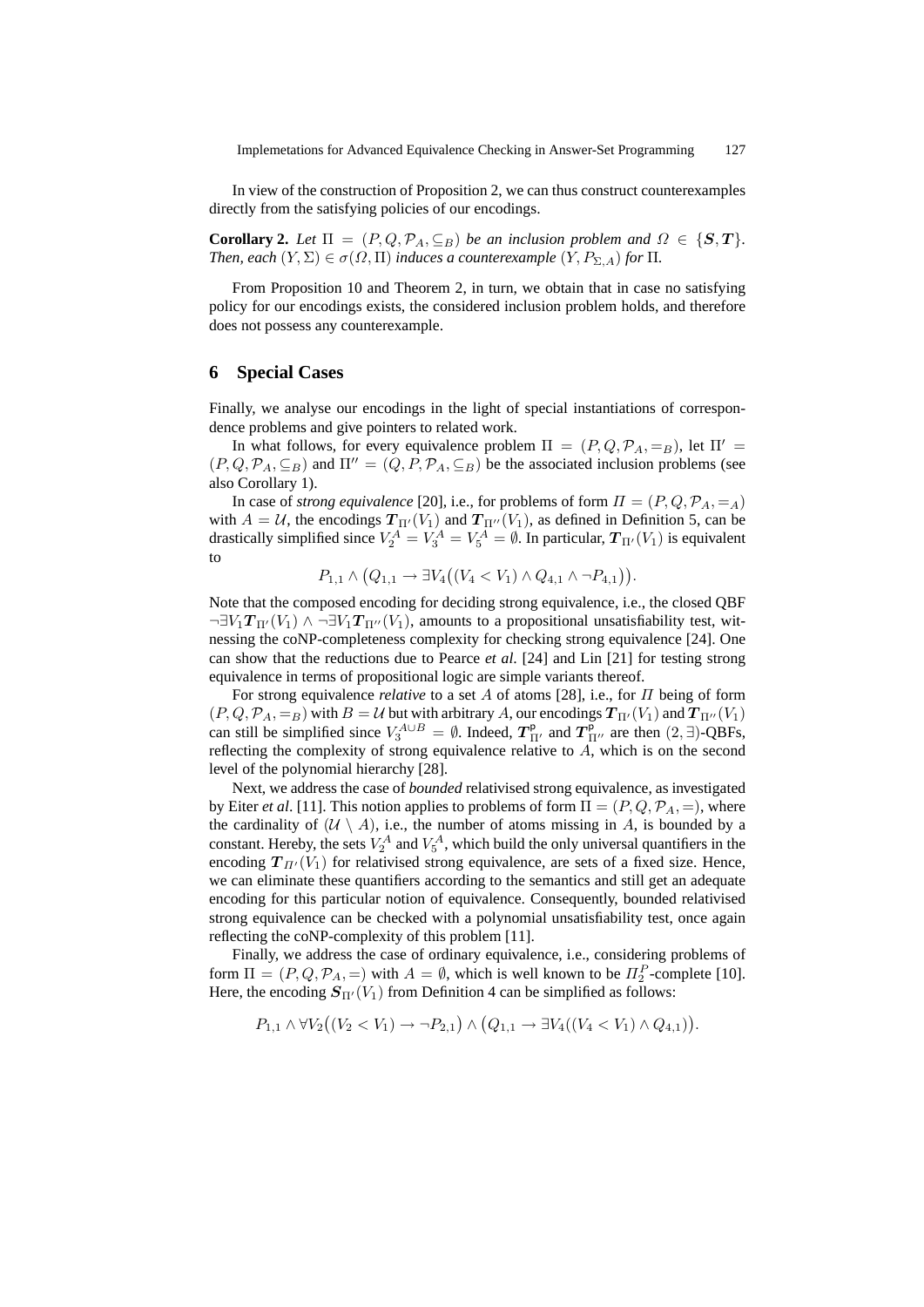In view of the construction of Proposition 2, we can thus construct counterexamples directly from the satisfying policies of our encodings.

**Corollary 2.** *Let* $\Pi = (P, Q, \mathcal{P}_A, \subseteq_B)$ *be an inclusion problem and* $\Omega \in \{\boldsymbol{S}, \boldsymbol{T}\}$*. Then, each* $(Y, \Sigma) \in \sigma(\Omega, \Pi)$ *induces a counterexample* $(Y, P_{\Sigma,A})$ *for* $\Pi$*.*

From Proposition 10 and Theorem 2, in turn, we obtain that in case no satisfying policy for our encodings exists, the considered inclusion problem holds, and therefore does not possess any counterexample.

## 6 Special Cases

Finally, we analyse our encodings in the light of special instantiations of correspondence problems and give pointers to related work.

In what follows, for every equivalence problem $\Pi = (P, Q, \mathcal{P}_A, =_B)$, let $\Pi' = (P, Q, \mathcal{P}_A, \subseteq_B)$ and $\Pi'' = (Q, P, \mathcal{P}_A, \subseteq_B)$ be the associated inclusion problems (see also Corollary 1).

In case of *strong equivalence* [20], i.e., for problems of form $\Pi = (P, Q, \mathcal{P}_A, =_A)$ with $A = \mathcal{U}$, the encodings $\boldsymbol{T}_{\Pi'}(V_1)$ and $\boldsymbol{T}_{\Pi''}(V_1)$, as defined in Definition 5, can be drastically simplified since $V_2^A = V_3^A = V_5^A = \emptyset$. In particular, $\boldsymbol{T}_{\Pi'}(V_1)$ is equivalent to

$$P_{1,1} \wedge \big(Q_{1,1} \rightarrow \exists V_4\big((V_4 < V_1) \wedge Q_{4,1} \wedge \neg P_{4,1}\big)\big).$$

Note that the composed encoding for deciding strong equivalence, i.e., the closed QBF $\neg\exists V_1 \boldsymbol{T}_{\Pi'}(V_1) \wedge \neg\exists V_1 \boldsymbol{T}_{\Pi''}(V_1)$, amounts to a propositional unsatisfiability test, witnessing the coNP-completeness complexity for checking strong equivalence [24]. One can show that the reductions due to Pearce *et al.* [24] and Lin [21] for testing strong equivalence in terms of propositional logic are simple variants thereof.

For strong equivalence *relative* to a set $A$ of atoms [28], i.e., for $\Pi$ being of form $(P, Q, \mathcal{P}_A, =_B)$ with $B = \mathcal{U}$ but with arbitrary $A$, our encodings $\boldsymbol{T}_{\Pi'}(V_1)$ and $\boldsymbol{T}_{\Pi''}(V_1)$ can still be simplified since $V_3^{A \cup B} = \emptyset$. Indeed, $\boldsymbol{T}^{\mathsf{p}}_{\Pi'}$ and $\boldsymbol{T}^{\mathsf{p}}_{\Pi''}$ are then $(2, \exists)$-QBFs, reflecting the complexity of strong equivalence relative to $A$, which is on the second level of the polynomial hierarchy [28].

Next, we address the case of *bounded* relativised strong equivalence, as investigated by Eiter *et al*. [11]. This notion applies to problems of form $\Pi = (P, Q, \mathcal{P}_A, =)$, where the cardinality of $(\mathcal{U} \setminus A)$, i.e., the number of atoms missing in $A$, is bounded by a constant. Hereby, the sets $V_2^A$ and $V_5^A$, which build the only universal quantifiers in the encoding $\boldsymbol{T}_{\Pi'}(V_1)$ for relativised strong equivalence, are sets of a fixed size. Hence, we can eliminate these quantifiers according to the semantics and still get an adequate encoding for this particular notion of equivalence. Consequently, bounded relativised strong equivalence can be checked with a polynomial unsatisfiability test, once again reflecting the coNP-complexity of this problem [11].

Finally, we address the case of ordinary equivalence, i.e., considering problems of form $\Pi = (P, Q, \mathcal{P}_A, =)$ with $A = \emptyset$, which is well known to be $\Pi_2^P$-complete [10]. Here, the encoding $\boldsymbol{S}_{\Pi'}(V_1)$ from Definition 4 can be simplified as follows:

$$P_{1,1} \wedge \forall V_2\big((V_2 < V_1) \rightarrow \neg P_{2,1}\big) \wedge \big(Q_{1,1} \rightarrow \exists V_4((V_4 < V_1) \wedge Q_{4,1})\big).$$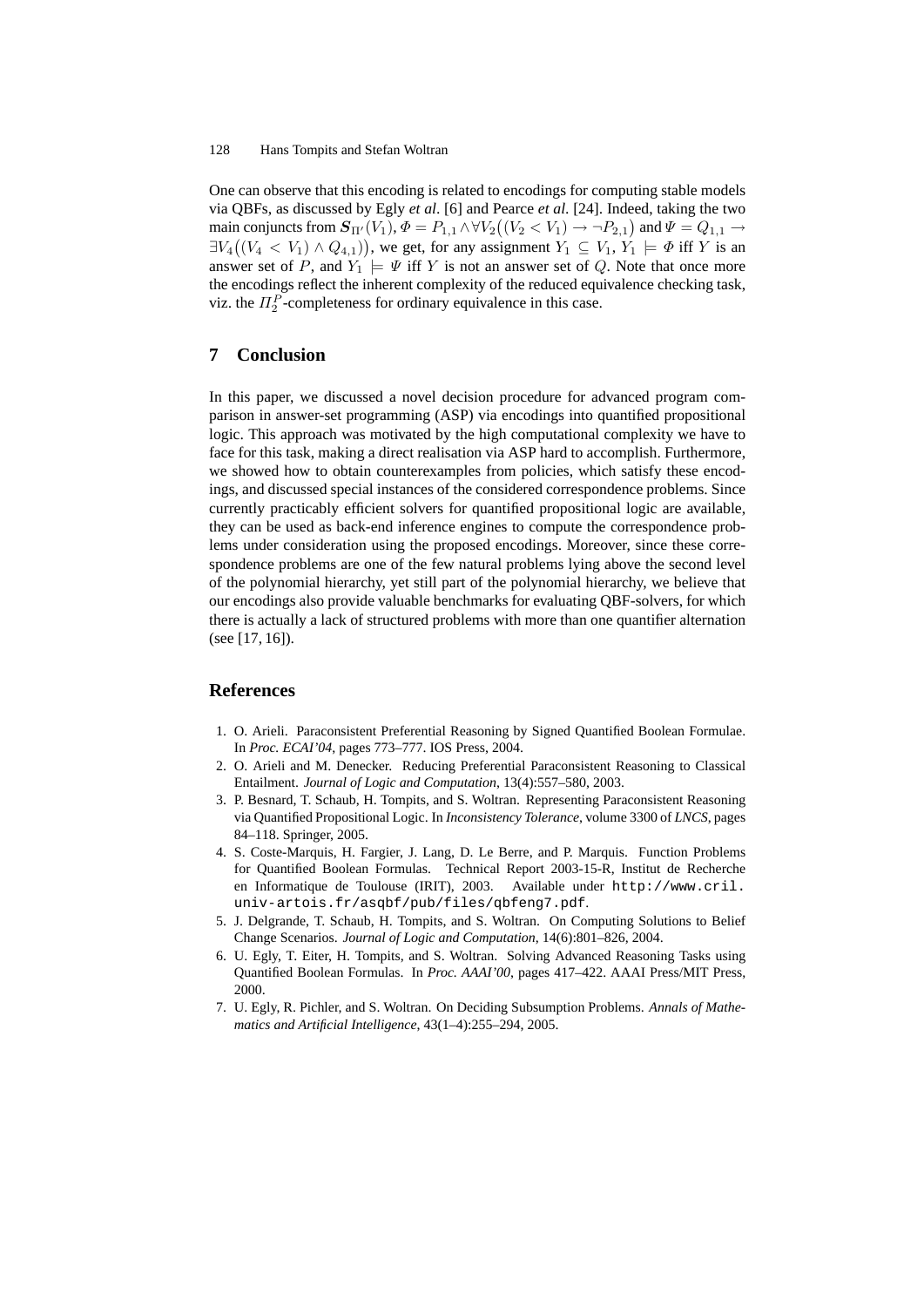One can observe that this encoding is related to encodings for computing stable models via QBFs, as discussed by Egly *et al*. [6] and Pearce *et al*. [24]. Indeed, taking the two main conjuncts from $\boldsymbol{S}_{\Pi'}(V_1)$, $\Phi = P_{1,1} \wedge \forall V_2\big((V_2 < V_1) \rightarrow \neg P_{2,1}\big)$ and $\Psi = Q_{1,1} \rightarrow \exists V_4\big((V_4 < V_1) \wedge Q_{4,1}\big)$, we get, for any assignment $Y_1 \subseteq V_1$, $Y_1 \models \Phi$ iff $Y$ is an answer set of $P$, and $Y_1 \models \Psi$ iff $Y$ is not an answer set of $Q$. Note that once more the encodings reflect the inherent complexity of the reduced equivalence checking task, viz. the $\Pi_2^P$-completeness for ordinary equivalence in this case.

## 7 Conclusion

In this paper, we discussed a novel decision procedure for advanced program comparison in answer-set programming (ASP) via encodings into quantified propositional logic. This approach was motivated by the high computational complexity we have to face for this task, making a direct realisation via ASP hard to accomplish. Furthermore, we showed how to obtain counterexamples from policies, which satisfy these encodings, and discussed special instances of the considered correspondence problems. Since currently practicably efficient solvers for quantified propositional logic are available, they can be used as back-end inference engines to compute the correspondence problems under consideration using the proposed encodings. Moreover, since these correspondence problems are one of the few natural problems lying above the second level of the polynomial hierarchy, yet still part of the polynomial hierarchy, we believe that our encodings also provide valuable benchmarks for evaluating QBF-solvers, for which there is actually a lack of structured problems with more than one quantifier alternation (see [17, 16]).

## References

1. O. Arieli. Paraconsistent Preferential Reasoning by Signed Quantified Boolean Formulae. In *Proc. ECAI'04*, pages 773–777. IOS Press, 2004.
2. O. Arieli and M. Denecker. Reducing Preferential Paraconsistent Reasoning to Classical Entailment. *Journal of Logic and Computation*, 13(4):557–580, 2003.
3. P. Besnard, T. Schaub, H. Tompits, and S. Woltran. Representing Paraconsistent Reasoning via Quantified Propositional Logic. In *Inconsistency Tolerance*, volume 3300 of *LNCS*, pages 84–118. Springer, 2005.
4. S. Coste-Marquis, H. Fargier, J. Lang, D. Le Berre, and P. Marquis. Function Problems for Quantified Boolean Formulas. Technical Report 2003-15-R, Institut de Recherche en Informatique de Toulouse (IRIT), 2003. Available under `http://www.cril.univ-artois.fr/asqbf/pub/files/qbfeng7.pdf`.
5. J. Delgrande, T. Schaub, H. Tompits, and S. Woltran. On Computing Solutions to Belief Change Scenarios. *Journal of Logic and Computation*, 14(6):801–826, 2004.
6. U. Egly, T. Eiter, H. Tompits, and S. Woltran. Solving Advanced Reasoning Tasks using Quantified Boolean Formulas. In *Proc. AAAI'00*, pages 417–422. AAAI Press/MIT Press, 2000.
7. U. Egly, R. Pichler, and S. Woltran. On Deciding Subsumption Problems. *Annals of Mathematics and Artificial Intelligence*, 43(1–4):255–294, 2005.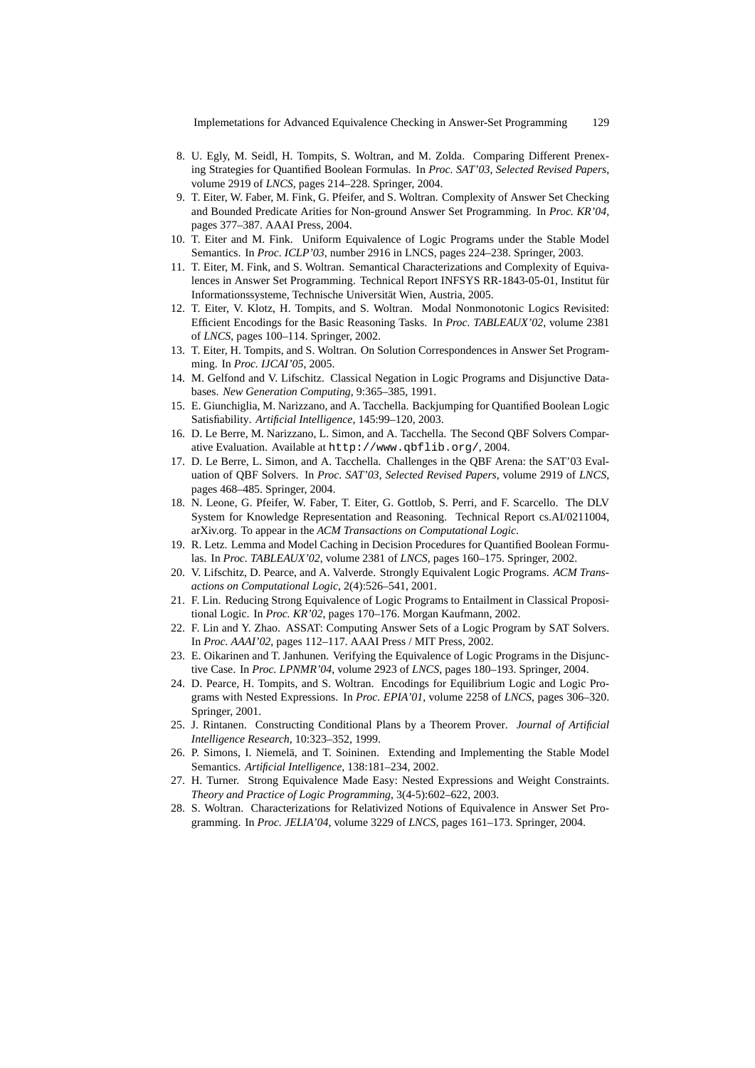8. U. Egly, M. Seidl, H. Tompits, S. Woltran, and M. Zolda. Comparing Different Prenexing Strategies for Quantified Boolean Formulas. In *Proc. SAT'03, Selected Revised Papers*, volume 2919 of *LNCS*, pages 214–228. Springer, 2004.
9. T. Eiter, W. Faber, M. Fink, G. Pfeifer, and S. Woltran. Complexity of Answer Set Checking and Bounded Predicate Arities for Non-ground Answer Set Programming. In *Proc. KR'04*, pages 377–387. AAAI Press, 2004.
10. T. Eiter and M. Fink. Uniform Equivalence of Logic Programs under the Stable Model Semantics. In *Proc. ICLP'03*, number 2916 in LNCS, pages 224–238. Springer, 2003.
11. T. Eiter, M. Fink, and S. Woltran. Semantical Characterizations and Complexity of Equivalences in Answer Set Programming. Technical Report INFSYS RR-1843-05-01, Institut für Informationssysteme, Technische Universität Wien, Austria, 2005.
12. T. Eiter, V. Klotz, H. Tompits, and S. Woltran. Modal Nonmonotonic Logics Revisited: Efficient Encodings for the Basic Reasoning Tasks. In *Proc. TABLEAUX'02*, volume 2381 of *LNCS*, pages 100–114. Springer, 2002.
13. T. Eiter, H. Tompits, and S. Woltran. On Solution Correspondences in Answer Set Programming. In *Proc. IJCAI'05*, 2005.
14. M. Gelfond and V. Lifschitz. Classical Negation in Logic Programs and Disjunctive Databases. *New Generation Computing*, 9:365–385, 1991.
15. E. Giunchiglia, M. Narizzano, and A. Tacchella. Backjumping for Quantified Boolean Logic Satisfiability. *Artificial Intelligence*, 145:99–120, 2003.
16. D. Le Berre, M. Narizzano, L. Simon, and A. Tacchella. The Second QBF Solvers Comparative Evaluation. Available at `http://www.qbflib.org/`, 2004.
17. D. Le Berre, L. Simon, and A. Tacchella. Challenges in the QBF Arena: the SAT'03 Evaluation of QBF Solvers. In *Proc. SAT'03, Selected Revised Papers*, volume 2919 of *LNCS*, pages 468–485. Springer, 2004.
18. N. Leone, G. Pfeifer, W. Faber, T. Eiter, G. Gottlob, S. Perri, and F. Scarcello. The DLV System for Knowledge Representation and Reasoning. Technical Report cs.AI/0211004, arXiv.org. To appear in the *ACM Transactions on Computational Logic*.
19. R. Letz. Lemma and Model Caching in Decision Procedures for Quantified Boolean Formulas. In *Proc. TABLEAUX'02*, volume 2381 of *LNCS*, pages 160–175. Springer, 2002.
20. V. Lifschitz, D. Pearce, and A. Valverde. Strongly Equivalent Logic Programs. *ACM Transactions on Computational Logic*, 2(4):526–541, 2001.
21. F. Lin. Reducing Strong Equivalence of Logic Programs to Entailment in Classical Propositional Logic. In *Proc. KR'02*, pages 170–176. Morgan Kaufmann, 2002.
22. F. Lin and Y. Zhao. ASSAT: Computing Answer Sets of a Logic Program by SAT Solvers. In *Proc. AAAI'02*, pages 112–117. AAAI Press / MIT Press, 2002.
23. E. Oikarinen and T. Janhunen. Verifying the Equivalence of Logic Programs in the Disjunctive Case. In *Proc. LPNMR'04*, volume 2923 of *LNCS*, pages 180–193. Springer, 2004.
24. D. Pearce, H. Tompits, and S. Woltran. Encodings for Equilibrium Logic and Logic Programs with Nested Expressions. In *Proc. EPIA'01*, volume 2258 of *LNCS*, pages 306–320. Springer, 2001.
25. J. Rintanen. Constructing Conditional Plans by a Theorem Prover. *Journal of Artificial Intelligence Research*, 10:323–352, 1999.
26. P. Simons, I. Niemelä, and T. Soininen. Extending and Implementing the Stable Model Semantics. *Artificial Intelligence*, 138:181–234, 2002.
27. H. Turner. Strong Equivalence Made Easy: Nested Expressions and Weight Constraints. *Theory and Practice of Logic Programming*, 3(4-5):602–622, 2003.
28. S. Woltran. Characterizations for Relativized Notions of Equivalence in Answer Set Programming. In *Proc. JELIA'04*, volume 3229 of *LNCS*, pages 161–173. Springer, 2004.